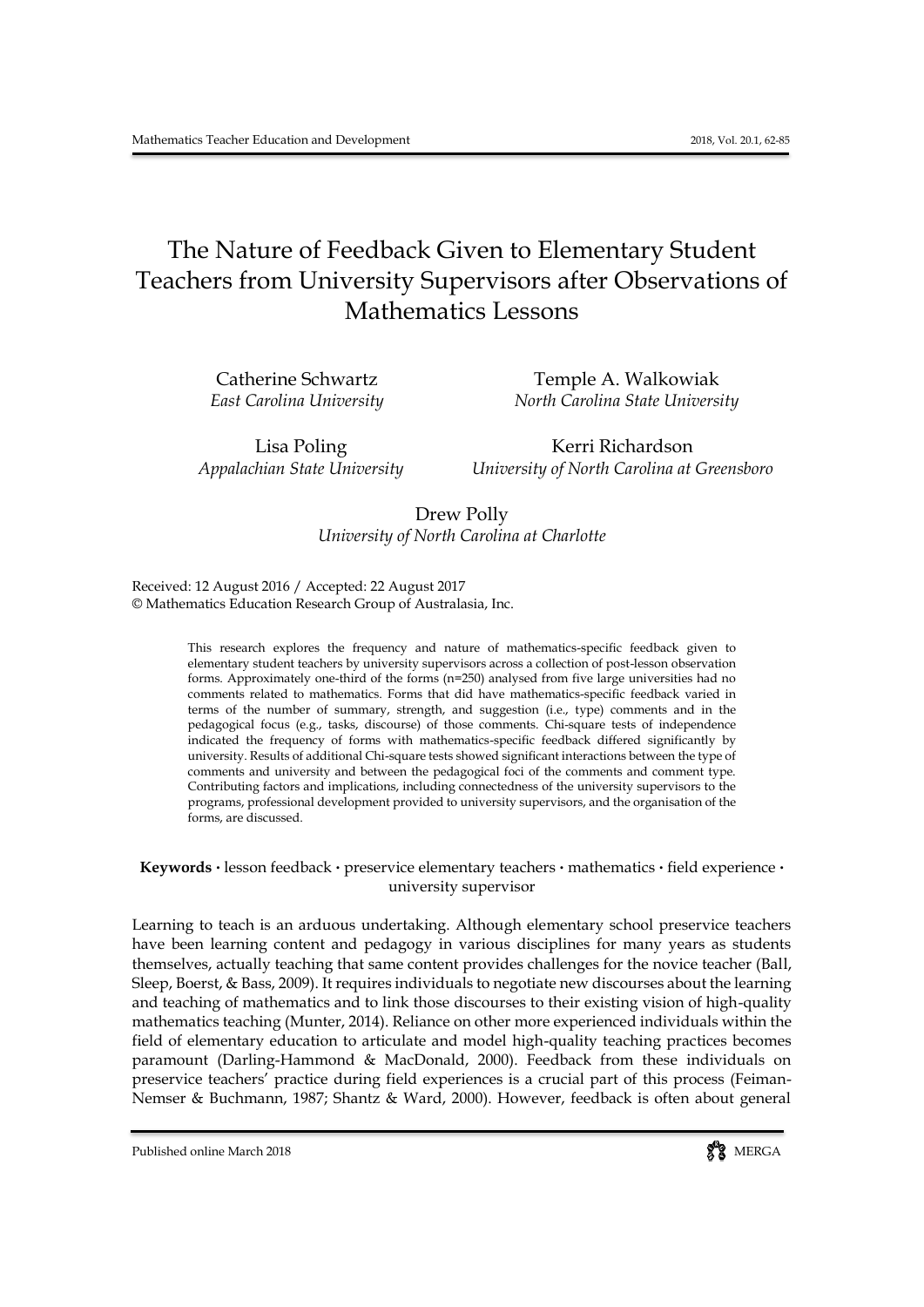# The Nature of Feedback Given to Elementary Student Teachers from University Supervisors after Observations of Mathematics Lessons

Catherine Schwartz
*East Carolina University*

Temple A. Walkowiak
*North Carolina State University*

Lisa Poling
*Appalachian State University*

Kerri Richardson
*University of North Carolina at Greensboro*

Drew Polly
*University of North Carolina at Charlotte*

Received: 12 August 2016 / Accepted: 22 August 2017
© Mathematics Education Research Group of Australasia, Inc.

This research explores the frequency and nature of mathematics-specific feedback given to elementary student teachers by university supervisors across a collection of post-lesson observation forms. Approximately one-third of the forms (n=250) analysed from five large universities had no comments related to mathematics. Forms that did have mathematics-specific feedback varied in terms of the number of summary, strength, and suggestion (i.e., type) comments and in the pedagogical focus (e.g., tasks, discourse) of those comments. Chi-square tests of independence indicated the frequency of forms with mathematics-specific feedback differed significantly by university. Results of additional Chi-square tests showed significant interactions between the type of comments and university and between the pedagogical foci of the comments and comment type. Contributing factors and implications, including connectedness of the university supervisors to the programs, professional development provided to university supervisors, and the organisation of the forms, are discussed.

**Keywords** · lesson feedback · preservice elementary teachers · mathematics · field experience · university supervisor

Learning to teach is an arduous undertaking. Although elementary school preservice teachers have been learning content and pedagogy in various disciplines for many years as students themselves, actually teaching that same content provides challenges for the novice teacher (Ball, Sleep, Boerst, & Bass, 2009). It requires individuals to negotiate new discourses about the learning and teaching of mathematics and to link those discourses to their existing vision of high-quality mathematics teaching (Munter, 2014). Reliance on other more experienced individuals within the field of elementary education to articulate and model high-quality teaching practices becomes paramount (Darling-Hammond & MacDonald, 2000). Feedback from these individuals on preservice teachers' practice during field experiences is a crucial part of this process (Feiman-Nemser & Buchmann, 1987; Shantz & Ward, 2000). However, feedback is often about general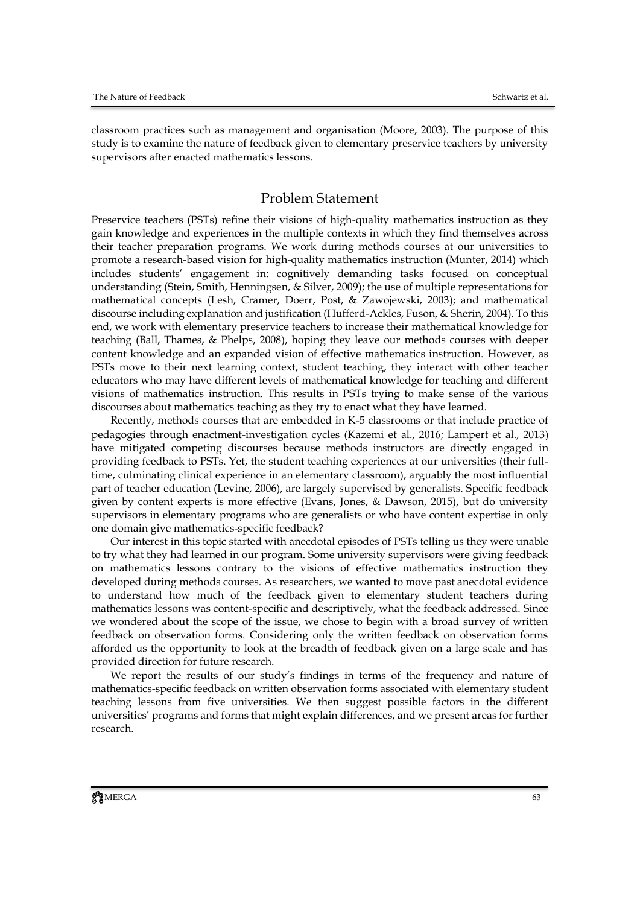classroom practices such as management and organisation (Moore, 2003). The purpose of this study is to examine the nature of feedback given to elementary preservice teachers by university supervisors after enacted mathematics lessons.

## Problem Statement

Preservice teachers (PSTs) refine their visions of high-quality mathematics instruction as they gain knowledge and experiences in the multiple contexts in which they find themselves across their teacher preparation programs. We work during methods courses at our universities to promote a research-based vision for high-quality mathematics instruction (Munter, 2014) which includes students' engagement in: cognitively demanding tasks focused on conceptual understanding (Stein, Smith, Henningsen, & Silver, 2009); the use of multiple representations for mathematical concepts (Lesh, Cramer, Doerr, Post, & Zawojewski, 2003); and mathematical discourse including explanation and justification (Hufferd-Ackles, Fuson, & Sherin, 2004). To this end, we work with elementary preservice teachers to increase their mathematical knowledge for teaching (Ball, Thames, & Phelps, 2008), hoping they leave our methods courses with deeper content knowledge and an expanded vision of effective mathematics instruction. However, as PSTs move to their next learning context, student teaching, they interact with other teacher educators who may have different levels of mathematical knowledge for teaching and different visions of mathematics instruction. This results in PSTs trying to make sense of the various discourses about mathematics teaching as they try to enact what they have learned.

Recently, methods courses that are embedded in K-5 classrooms or that include practice of pedagogies through enactment-investigation cycles (Kazemi et al., 2016; Lampert et al., 2013) have mitigated competing discourses because methods instructors are directly engaged in providing feedback to PSTs. Yet, the student teaching experiences at our universities (their full-time, culminating clinical experience in an elementary classroom), arguably the most influential part of teacher education (Levine, 2006), are largely supervised by generalists. Specific feedback given by content experts is more effective (Evans, Jones, & Dawson, 2015), but do university supervisors in elementary programs who are generalists or who have content expertise in only one domain give mathematics-specific feedback?

Our interest in this topic started with anecdotal episodes of PSTs telling us they were unable to try what they had learned in our program. Some university supervisors were giving feedback on mathematics lessons contrary to the visions of effective mathematics instruction they developed during methods courses. As researchers, we wanted to move past anecdotal evidence to understand how much of the feedback given to elementary student teachers during mathematics lessons was content-specific and descriptively, what the feedback addressed. Since we wondered about the scope of the issue, we chose to begin with a broad survey of written feedback on observation forms. Considering only the written feedback on observation forms afforded us the opportunity to look at the breadth of feedback given on a large scale and has provided direction for future research.

We report the results of our study's findings in terms of the frequency and nature of mathematics-specific feedback on written observation forms associated with elementary student teaching lessons from five universities. We then suggest possible factors in the different universities' programs and forms that might explain differences, and we present areas for further research.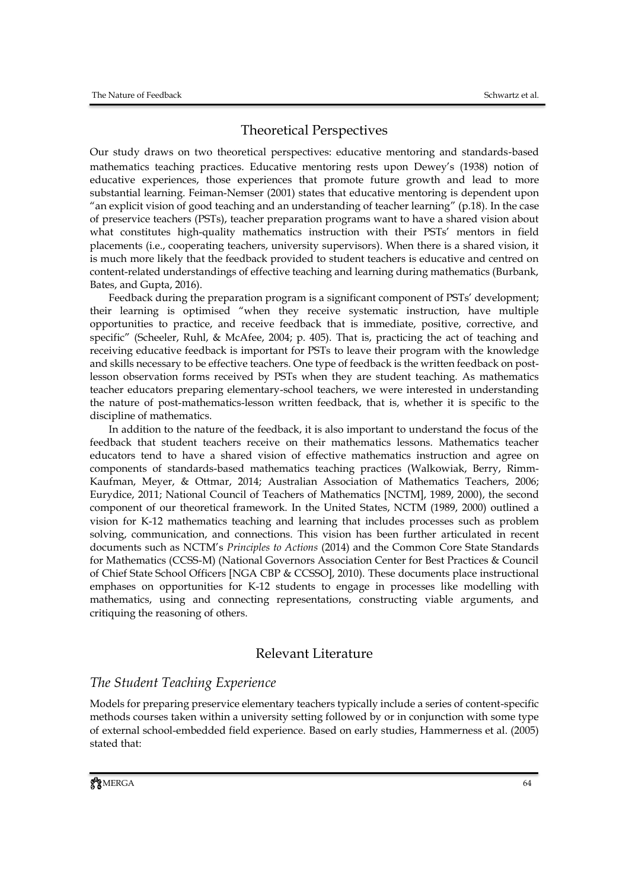## Theoretical Perspectives

Our study draws on two theoretical perspectives: educative mentoring and standards-based mathematics teaching practices. Educative mentoring rests upon Dewey's (1938) notion of educative experiences, those experiences that promote future growth and lead to more substantial learning. Feiman-Nemser (2001) states that educative mentoring is dependent upon "an explicit vision of good teaching and an understanding of teacher learning" (p.18). In the case of preservice teachers (PSTs), teacher preparation programs want to have a shared vision about what constitutes high-quality mathematics instruction with their PSTs' mentors in field placements (i.e., cooperating teachers, university supervisors). When there is a shared vision, it is much more likely that the feedback provided to student teachers is educative and centred on content-related understandings of effective teaching and learning during mathematics (Burbank, Bates, and Gupta, 2016).

Feedback during the preparation program is a significant component of PSTs' development; their learning is optimised "when they receive systematic instruction, have multiple opportunities to practice, and receive feedback that is immediate, positive, corrective, and specific" (Scheeler, Ruhl, & McAfee, 2004; p. 405). That is, practicing the act of teaching and receiving educative feedback is important for PSTs to leave their program with the knowledge and skills necessary to be effective teachers. One type of feedback is the written feedback on post-lesson observation forms received by PSTs when they are student teaching. As mathematics teacher educators preparing elementary-school teachers, we were interested in understanding the nature of post-mathematics-lesson written feedback, that is, whether it is specific to the discipline of mathematics.

In addition to the nature of the feedback, it is also important to understand the focus of the feedback that student teachers receive on their mathematics lessons. Mathematics teacher educators tend to have a shared vision of effective mathematics instruction and agree on components of standards-based mathematics teaching practices (Walkowiak, Berry, Rimm-Kaufman, Meyer, & Ottmar, 2014; Australian Association of Mathematics Teachers, 2006; Eurydice, 2011; National Council of Teachers of Mathematics [NCTM], 1989, 2000), the second component of our theoretical framework. In the United States, NCTM (1989, 2000) outlined a vision for K-12 mathematics teaching and learning that includes processes such as problem solving, communication, and connections. This vision has been further articulated in recent documents such as NCTM's *Principles to Actions* (2014) and the Common Core State Standards for Mathematics (CCSS-M) (National Governors Association Center for Best Practices & Council of Chief State School Officers [NGA CBP & CCSSO], 2010). These documents place instructional emphases on opportunities for K-12 students to engage in processes like modelling with mathematics, using and connecting representations, constructing viable arguments, and critiquing the reasoning of others.

## Relevant Literature

### *The Student Teaching Experience*

Models for preparing preservice elementary teachers typically include a series of content-specific methods courses taken within a university setting followed by or in conjunction with some type of external school-embedded field experience. Based on early studies, Hammerness et al. (2005) stated that: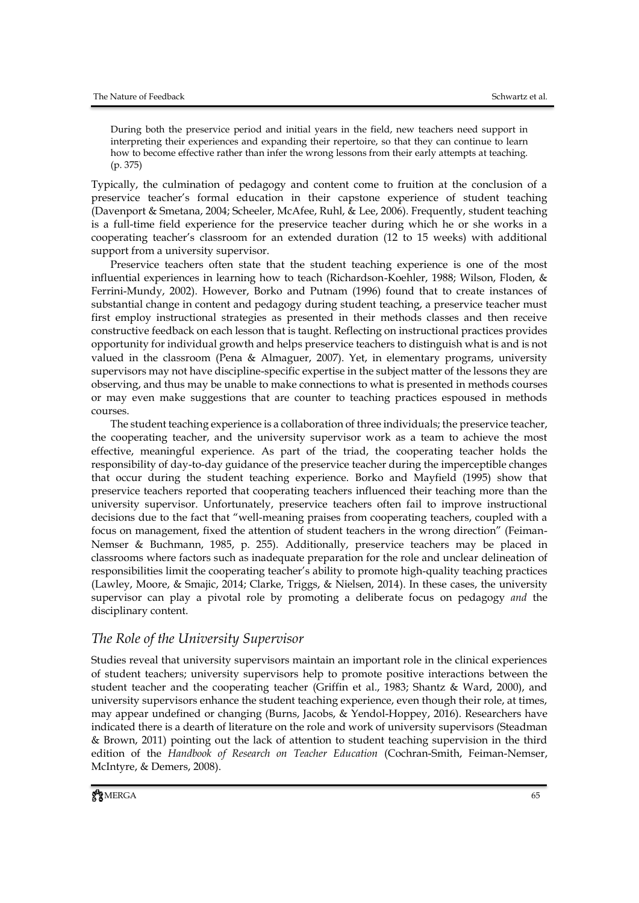> During both the preservice period and initial years in the field, new teachers need support in interpreting their experiences and expanding their repertoire, so that they can continue to learn how to become effective rather than infer the wrong lessons from their early attempts at teaching. (p. 375)

Typically, the culmination of pedagogy and content come to fruition at the conclusion of a preservice teacher's formal education in their capstone experience of student teaching (Davenport & Smetana, 2004; Scheeler, McAfee, Ruhl, & Lee, 2006). Frequently, student teaching is a full-time field experience for the preservice teacher during which he or she works in a cooperating teacher's classroom for an extended duration (12 to 15 weeks) with additional support from a university supervisor.

Preservice teachers often state that the student teaching experience is one of the most influential experiences in learning how to teach (Richardson-Koehler, 1988; Wilson, Floden, & Ferrini-Mundy, 2002). However, Borko and Putnam (1996) found that to create instances of substantial change in content and pedagogy during student teaching, a preservice teacher must first employ instructional strategies as presented in their methods classes and then receive constructive feedback on each lesson that is taught. Reflecting on instructional practices provides opportunity for individual growth and helps preservice teachers to distinguish what is and is not valued in the classroom (Pena & Almaguer, 2007). Yet, in elementary programs, university supervisors may not have discipline-specific expertise in the subject matter of the lessons they are observing, and thus may be unable to make connections to what is presented in methods courses or may even make suggestions that are counter to teaching practices espoused in methods courses.

The student teaching experience is a collaboration of three individuals; the preservice teacher, the cooperating teacher, and the university supervisor work as a team to achieve the most effective, meaningful experience. As part of the triad, the cooperating teacher holds the responsibility of day-to-day guidance of the preservice teacher during the imperceptible changes that occur during the student teaching experience. Borko and Mayfield (1995) show that preservice teachers reported that cooperating teachers influenced their teaching more than the university supervisor. Unfortunately, preservice teachers often fail to improve instructional decisions due to the fact that "well-meaning praises from cooperating teachers, coupled with a focus on management, fixed the attention of student teachers in the wrong direction" (Feiman-Nemser & Buchmann, 1985, p. 255). Additionally, preservice teachers may be placed in classrooms where factors such as inadequate preparation for the role and unclear delineation of responsibilities limit the cooperating teacher's ability to promote high-quality teaching practices (Lawley, Moore, & Smajic, 2014; Clarke, Triggs, & Nielsen, 2014). In these cases, the university supervisor can play a pivotal role by promoting a deliberate focus on pedagogy *and* the disciplinary content.

## *The Role of the University Supervisor*

Studies reveal that university supervisors maintain an important role in the clinical experiences of student teachers; university supervisors help to promote positive interactions between the student teacher and the cooperating teacher (Griffin et al., 1983; Shantz & Ward, 2000), and university supervisors enhance the student teaching experience, even though their role, at times, may appear undefined or changing (Burns, Jacobs, & Yendol-Hoppey, 2016). Researchers have indicated there is a dearth of literature on the role and work of university supervisors (Steadman & Brown, 2011) pointing out the lack of attention to student teaching supervision in the third edition of the *Handbook of Research on Teacher Education* (Cochran-Smith, Feiman-Nemser, McIntyre, & Demers, 2008).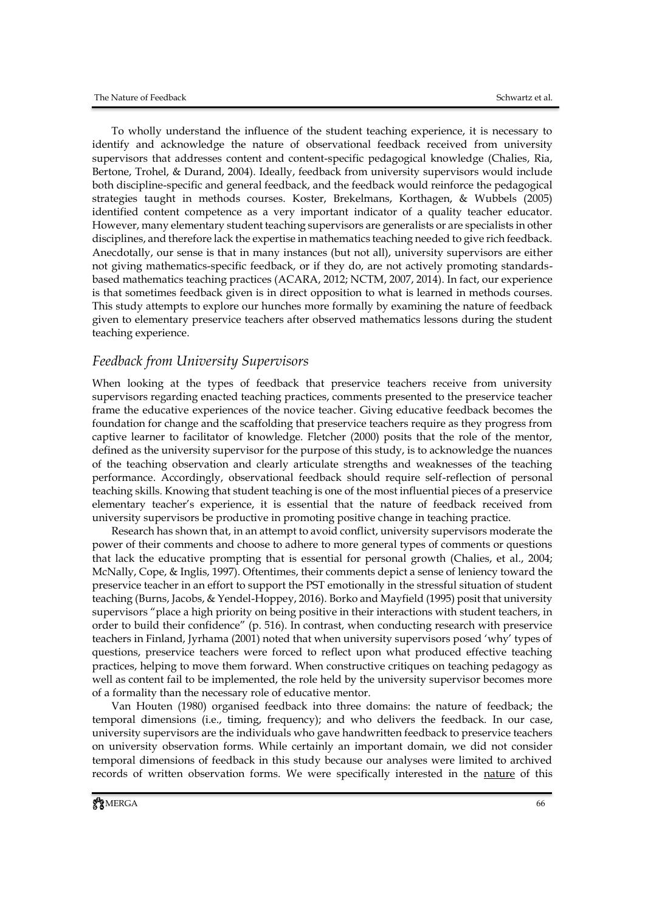To wholly understand the influence of the student teaching experience, it is necessary to identify and acknowledge the nature of observational feedback received from university supervisors that addresses content and content-specific pedagogical knowledge (Chalies, Ria, Bertone, Trohel, & Durand, 2004). Ideally, feedback from university supervisors would include both discipline-specific and general feedback, and the feedback would reinforce the pedagogical strategies taught in methods courses. Koster, Brekelmans, Korthagen, & Wubbels (2005) identified content competence as a very important indicator of a quality teacher educator. However, many elementary student teaching supervisors are generalists or are specialists in other disciplines, and therefore lack the expertise in mathematics teaching needed to give rich feedback. Anecdotally, our sense is that in many instances (but not all), university supervisors are either not giving mathematics-specific feedback, or if they do, are not actively promoting standards-based mathematics teaching practices (ACARA, 2012; NCTM, 2007, 2014). In fact, our experience is that sometimes feedback given is in direct opposition to what is learned in methods courses. This study attempts to explore our hunches more formally by examining the nature of feedback given to elementary preservice teachers after observed mathematics lessons during the student teaching experience.

## *Feedback from University Supervisors*

When looking at the types of feedback that preservice teachers receive from university supervisors regarding enacted teaching practices, comments presented to the preservice teacher frame the educative experiences of the novice teacher. Giving educative feedback becomes the foundation for change and the scaffolding that preservice teachers require as they progress from captive learner to facilitator of knowledge. Fletcher (2000) posits that the role of the mentor, defined as the university supervisor for the purpose of this study, is to acknowledge the nuances of the teaching observation and clearly articulate strengths and weaknesses of the teaching performance. Accordingly, observational feedback should require self-reflection of personal teaching skills. Knowing that student teaching is one of the most influential pieces of a preservice elementary teacher's experience, it is essential that the nature of feedback received from university supervisors be productive in promoting positive change in teaching practice.

Research has shown that, in an attempt to avoid conflict, university supervisors moderate the power of their comments and choose to adhere to more general types of comments or questions that lack the educative prompting that is essential for personal growth (Chalies, et al., 2004; McNally, Cope, & Inglis, 1997). Oftentimes, their comments depict a sense of leniency toward the preservice teacher in an effort to support the PST emotionally in the stressful situation of student teaching (Burns, Jacobs, & Yendel-Hoppey, 2016). Borko and Mayfield (1995) posit that university supervisors "place a high priority on being positive in their interactions with student teachers, in order to build their confidence" (p. 516). In contrast, when conducting research with preservice teachers in Finland, Jyrhama (2001) noted that when university supervisors posed 'why' types of questions, preservice teachers were forced to reflect upon what produced effective teaching practices, helping to move them forward. When constructive critiques on teaching pedagogy as well as content fail to be implemented, the role held by the university supervisor becomes more of a formality than the necessary role of educative mentor.

Van Houten (1980) organised feedback into three domains: the nature of feedback; the temporal dimensions (i.e., timing, frequency); and who delivers the feedback. In our case, university supervisors are the individuals who gave handwritten feedback to preservice teachers on university observation forms. While certainly an important domain, we did not consider temporal dimensions of feedback in this study because our analyses were limited to archived records of written observation forms. We were specifically interested in the <u>nature</u> of this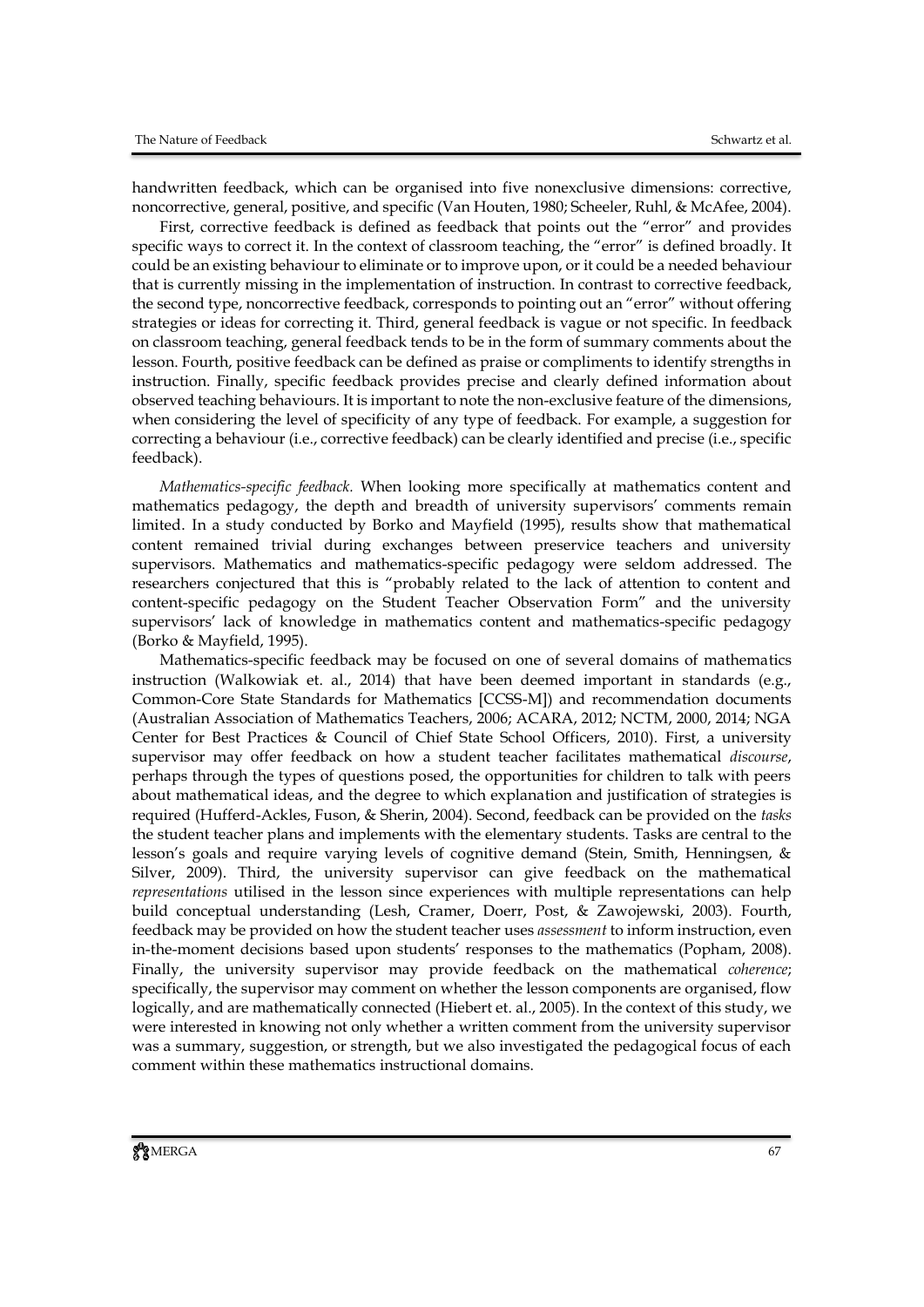handwritten feedback, which can be organised into five nonexclusive dimensions: corrective, noncorrective, general, positive, and specific (Van Houten, 1980; Scheeler, Ruhl, & McAfee, 2004).

First, corrective feedback is defined as feedback that points out the "error" and provides specific ways to correct it. In the context of classroom teaching, the "error" is defined broadly. It could be an existing behaviour to eliminate or to improve upon, or it could be a needed behaviour that is currently missing in the implementation of instruction. In contrast to corrective feedback, the second type, noncorrective feedback, corresponds to pointing out an "error" without offering strategies or ideas for correcting it. Third, general feedback is vague or not specific. In feedback on classroom teaching, general feedback tends to be in the form of summary comments about the lesson. Fourth, positive feedback can be defined as praise or compliments to identify strengths in instruction. Finally, specific feedback provides precise and clearly defined information about observed teaching behaviours. It is important to note the non-exclusive feature of the dimensions, when considering the level of specificity of any type of feedback. For example, a suggestion for correcting a behaviour (i.e., corrective feedback) can be clearly identified and precise (i.e., specific feedback).

*Mathematics-specific feedback.* When looking more specifically at mathematics content and mathematics pedagogy, the depth and breadth of university supervisors' comments remain limited. In a study conducted by Borko and Mayfield (1995), results show that mathematical content remained trivial during exchanges between preservice teachers and university supervisors. Mathematics and mathematics-specific pedagogy were seldom addressed. The researchers conjectured that this is "probably related to the lack of attention to content and content-specific pedagogy on the Student Teacher Observation Form" and the university supervisors' lack of knowledge in mathematics content and mathematics-specific pedagogy (Borko & Mayfield, 1995).

Mathematics-specific feedback may be focused on one of several domains of mathematics instruction (Walkowiak et. al., 2014) that have been deemed important in standards (e.g., Common-Core State Standards for Mathematics [CCSS-M]) and recommendation documents (Australian Association of Mathematics Teachers, 2006; ACARA, 2012; NCTM, 2000, 2014; NGA Center for Best Practices & Council of Chief State School Officers, 2010). First, a university supervisor may offer feedback on how a student teacher facilitates mathematical *discourse*, perhaps through the types of questions posed, the opportunities for children to talk with peers about mathematical ideas, and the degree to which explanation and justification of strategies is required (Hufferd-Ackles, Fuson, & Sherin, 2004). Second, feedback can be provided on the *tasks* the student teacher plans and implements with the elementary students. Tasks are central to the lesson's goals and require varying levels of cognitive demand (Stein, Smith, Henningsen, & Silver, 2009). Third, the university supervisor can give feedback on the mathematical *representations* utilised in the lesson since experiences with multiple representations can help build conceptual understanding (Lesh, Cramer, Doerr, Post, & Zawojewski, 2003). Fourth, feedback may be provided on how the student teacher uses *assessment* to inform instruction, even in-the-moment decisions based upon students' responses to the mathematics (Popham, 2008). Finally, the university supervisor may provide feedback on the mathematical *coherence*; specifically, the supervisor may comment on whether the lesson components are organised, flow logically, and are mathematically connected (Hiebert et. al., 2005). In the context of this study, we were interested in knowing not only whether a written comment from the university supervisor was a summary, suggestion, or strength, but we also investigated the pedagogical focus of each comment within these mathematics instructional domains.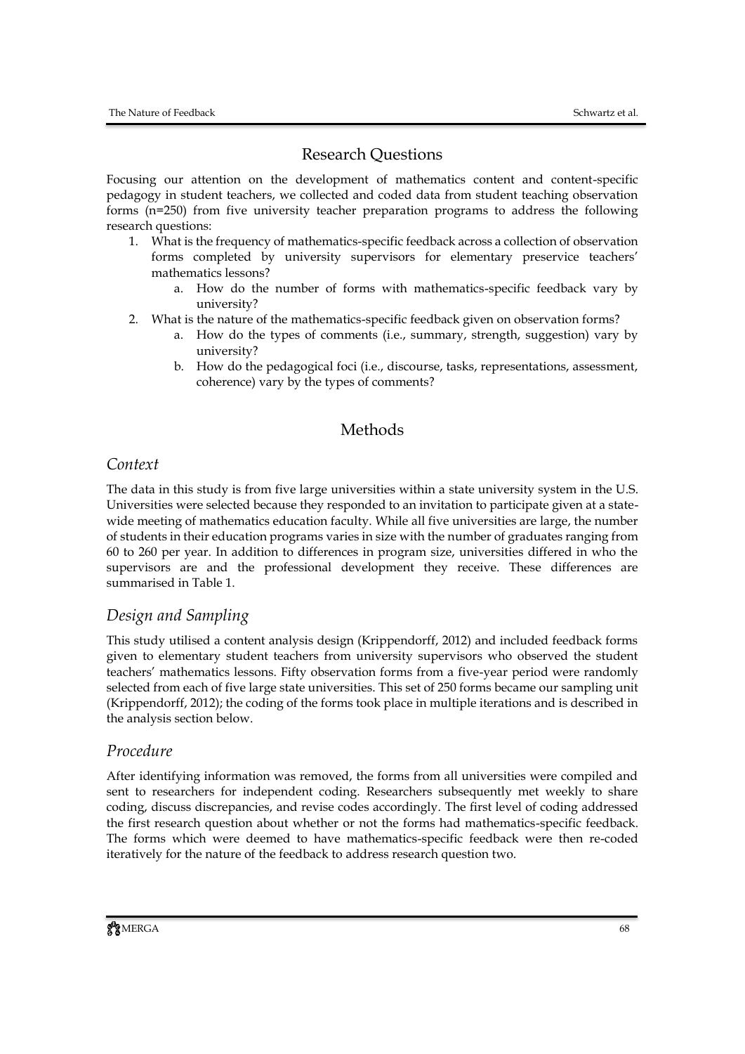## Research Questions

Focusing our attention on the development of mathematics content and content-specific pedagogy in student teachers, we collected and coded data from student teaching observation forms (n=250) from five university teacher preparation programs to address the following research questions:

1. What is the frequency of mathematics-specific feedback across a collection of observation forms completed by university supervisors for elementary preservice teachers' mathematics lessons?
    a. How do the number of forms with mathematics-specific feedback vary by university?
2. What is the nature of the mathematics-specific feedback given on observation forms?
    a. How do the types of comments (i.e., summary, strength, suggestion) vary by university?
    b. How do the pedagogical foci (i.e., discourse, tasks, representations, assessment, coherence) vary by the types of comments?

## Methods

### *Context*

The data in this study is from five large universities within a state university system in the U.S. Universities were selected because they responded to an invitation to participate given at a state-wide meeting of mathematics education faculty. While all five universities are large, the number of students in their education programs varies in size with the number of graduates ranging from 60 to 260 per year. In addition to differences in program size, universities differed in who the supervisors are and the professional development they receive. These differences are summarised in Table 1.

### *Design and Sampling*

This study utilised a content analysis design (Krippendorff, 2012) and included feedback forms given to elementary student teachers from university supervisors who observed the student teachers' mathematics lessons. Fifty observation forms from a five-year period were randomly selected from each of five large state universities. This set of 250 forms became our sampling unit (Krippendorff, 2012); the coding of the forms took place in multiple iterations and is described in the analysis section below.

### *Procedure*

After identifying information was removed, the forms from all universities were compiled and sent to researchers for independent coding. Researchers subsequently met weekly to share coding, discuss discrepancies, and revise codes accordingly. The first level of coding addressed the first research question about whether or not the forms had mathematics-specific feedback. The forms which were deemed to have mathematics-specific feedback were then re-coded iteratively for the nature of the feedback to address research question two.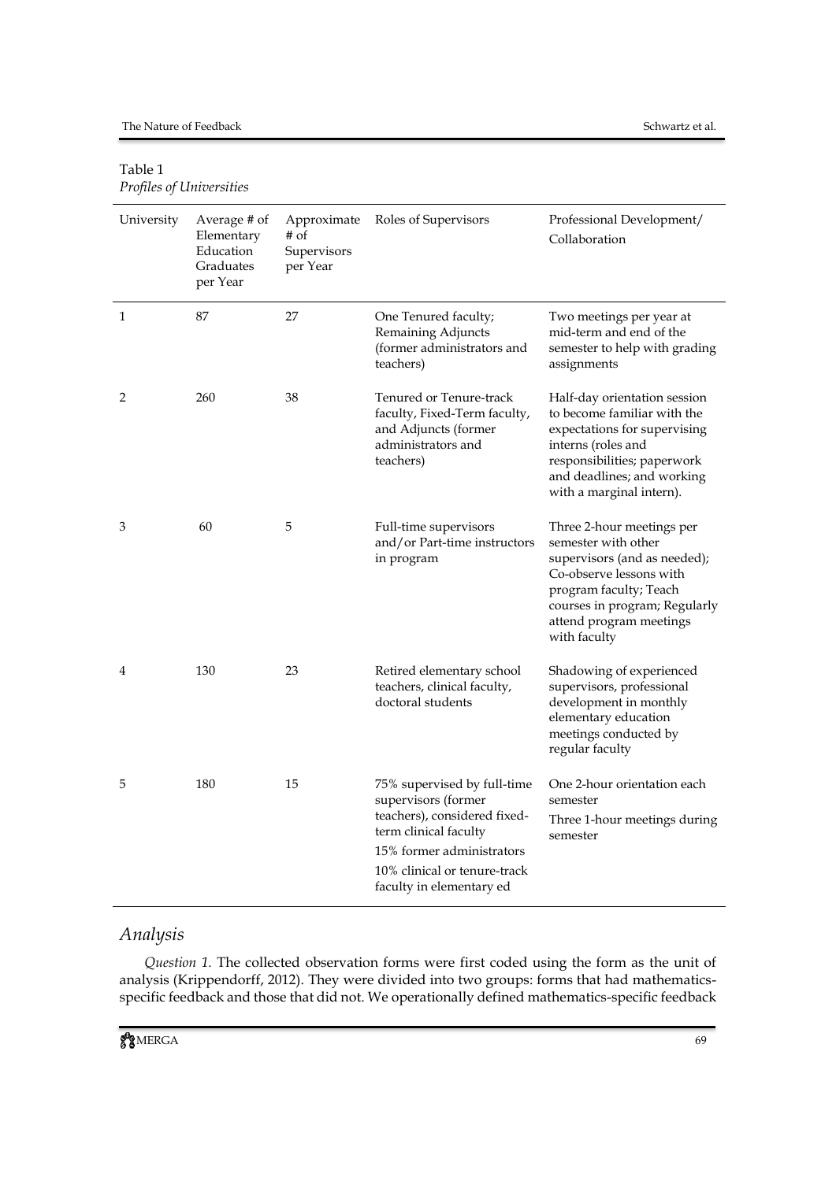Table 1
*Profiles of Universities*

| University | Average # of Elementary Education Graduates per Year | Approximate # of Supervisors per Year | Roles of Supervisors | Professional Development/ Collaboration |
|---|---|---|---|---|
| 1 | 87 | 27 | One Tenured faculty; Remaining Adjuncts (former administrators and teachers) | Two meetings per year at mid-term and end of the semester to help with grading assignments |
| 2 | 260 | 38 | Tenured or Tenure-track faculty, Fixed-Term faculty, and Adjuncts (former administrators and teachers) | Half-day orientation session to become familiar with the expectations for supervising interns (roles and responsibilities; paperwork and deadlines; and working with a marginal intern). |
| 3 | 60 | 5 | Full-time supervisors and/or Part-time instructors in program | Three 2-hour meetings per semester with other supervisors (and as needed); Co-observe lessons with program faculty; Teach courses in program; Regularly attend program meetings with faculty |
| 4 | 130 | 23 | Retired elementary school teachers, clinical faculty, doctoral students | Shadowing of experienced supervisors, professional development in monthly elementary education meetings conducted by regular faculty |
| 5 | 180 | 15 | 75% supervised by full-time supervisors (former teachers), considered fixed-term clinical faculty<br>15% former administrators<br>10% clinical or tenure-track faculty in elementary ed | One 2-hour orientation each semester<br>Three 1-hour meetings during semester |

## Analysis

*Question 1.* The collected observation forms were first coded using the form as the unit of analysis (Krippendorff, 2012). They were divided into two groups: forms that had mathematics-specific feedback and those that did not. We operationally defined mathematics-specific feedback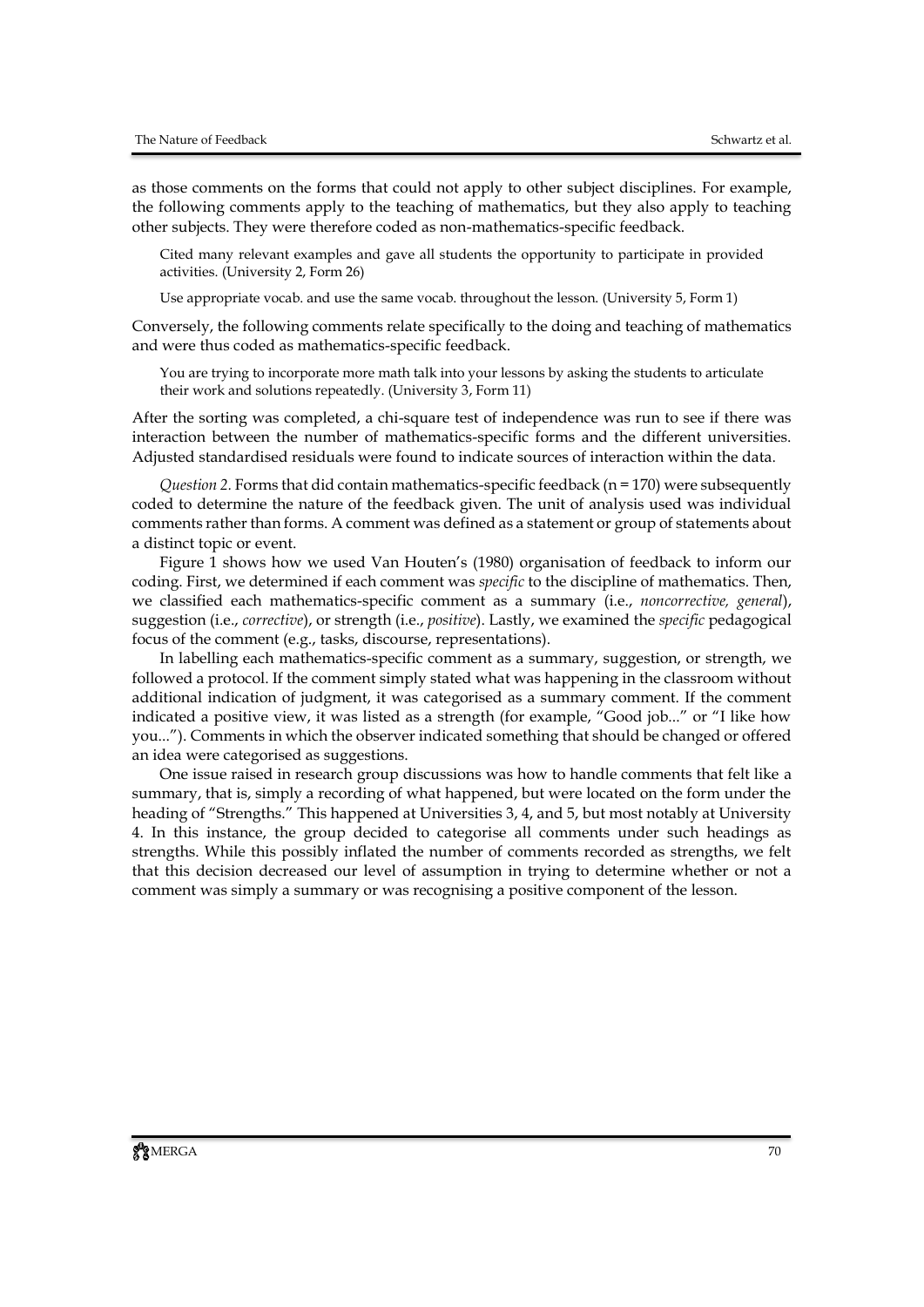as those comments on the forms that could not apply to other subject disciplines. For example, the following comments apply to the teaching of mathematics, but they also apply to teaching other subjects. They were therefore coded as non-mathematics-specific feedback.

> Cited many relevant examples and gave all students the opportunity to participate in provided activities. (University 2, Form 26)
>
> Use appropriate vocab. and use the same vocab. throughout the lesson. (University 5, Form 1)

Conversely, the following comments relate specifically to the doing and teaching of mathematics and were thus coded as mathematics-specific feedback.

> You are trying to incorporate more math talk into your lessons by asking the students to articulate their work and solutions repeatedly. (University 3, Form 11)

After the sorting was completed, a chi-square test of independence was run to see if there was interaction between the number of mathematics-specific forms and the different universities. Adjusted standardised residuals were found to indicate sources of interaction within the data.

*Question 2*. Forms that did contain mathematics-specific feedback ($n = 170$) were subsequently coded to determine the nature of the feedback given. The unit of analysis used was individual comments rather than forms. A comment was defined as a statement or group of statements about a distinct topic or event.

Figure 1 shows how we used Van Houten's (1980) organisation of feedback to inform our coding. First, we determined if each comment was *specific* to the discipline of mathematics. Then, we classified each mathematics-specific comment as a summary (i.e., *noncorrective, general*), suggestion (i.e., *corrective*), or strength (i.e., *positive*). Lastly, we examined the *specific* pedagogical focus of the comment (e.g., tasks, discourse, representations).

In labelling each mathematics-specific comment as a summary, suggestion, or strength, we followed a protocol. If the comment simply stated what was happening in the classroom without additional indication of judgment, it was categorised as a summary comment. If the comment indicated a positive view, it was listed as a strength (for example, "Good job..." or "I like how you..."). Comments in which the observer indicated something that should be changed or offered an idea were categorised as suggestions.

One issue raised in research group discussions was how to handle comments that felt like a summary, that is, simply a recording of what happened, but were located on the form under the heading of "Strengths." This happened at Universities 3, 4, and 5, but most notably at University 4. In this instance, the group decided to categorise all comments under such headings as strengths. While this possibly inflated the number of comments recorded as strengths, we felt that this decision decreased our level of assumption in trying to determine whether or not a comment was simply a summary or was recognising a positive component of the lesson.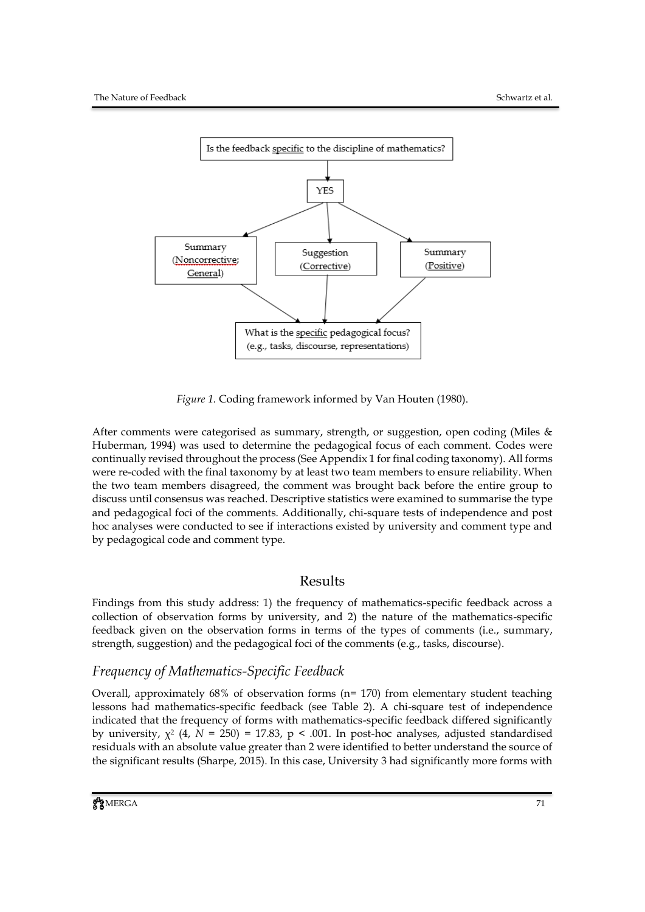Is the feedback specific to the discipline of mathematics?

YES

Summary (Noncorrective; General) | Suggestion (Corrective) | Summary (Positive)

What is the specific pedagogical focus? (e.g., tasks, discourse, representations)

*Figure 1.* Coding framework informed by Van Houten (1980).

After comments were categorised as summary, strength, or suggestion, open coding (Miles & Huberman, 1994) was used to determine the pedagogical focus of each comment. Codes were continually revised throughout the process (See Appendix 1 for final coding taxonomy). All forms were re-coded with the final taxonomy by at least two team members to ensure reliability. When the two team members disagreed, the comment was brought back before the entire group to discuss until consensus was reached. Descriptive statistics were examined to summarise the type and pedagogical foci of the comments. Additionally, chi-square tests of independence and post hoc analyses were conducted to see if interactions existed by university and comment type and by pedagogical code and comment type.

## Results

Findings from this study address: 1) the frequency of mathematics-specific feedback across a collection of observation forms by university, and 2) the nature of the mathematics-specific feedback given on the observation forms in terms of the types of comments (i.e., summary, strength, suggestion) and the pedagogical foci of the comments (e.g., tasks, discourse).

### *Frequency of Mathematics-Specific Feedback*

Overall, approximately 68% of observation forms (n= 170) from elementary student teaching lessons had mathematics-specific feedback (see Table 2). A chi-square test of independence indicated that the frequency of forms with mathematics-specific feedback differed significantly by university, $\chi^2$ (4, $N$ = 250) = 17.83, p < .001. In post-hoc analyses, adjusted standardised residuals with an absolute value greater than 2 were identified to better understand the source of the significant results (Sharpe, 2015). In this case, University 3 had significantly more forms with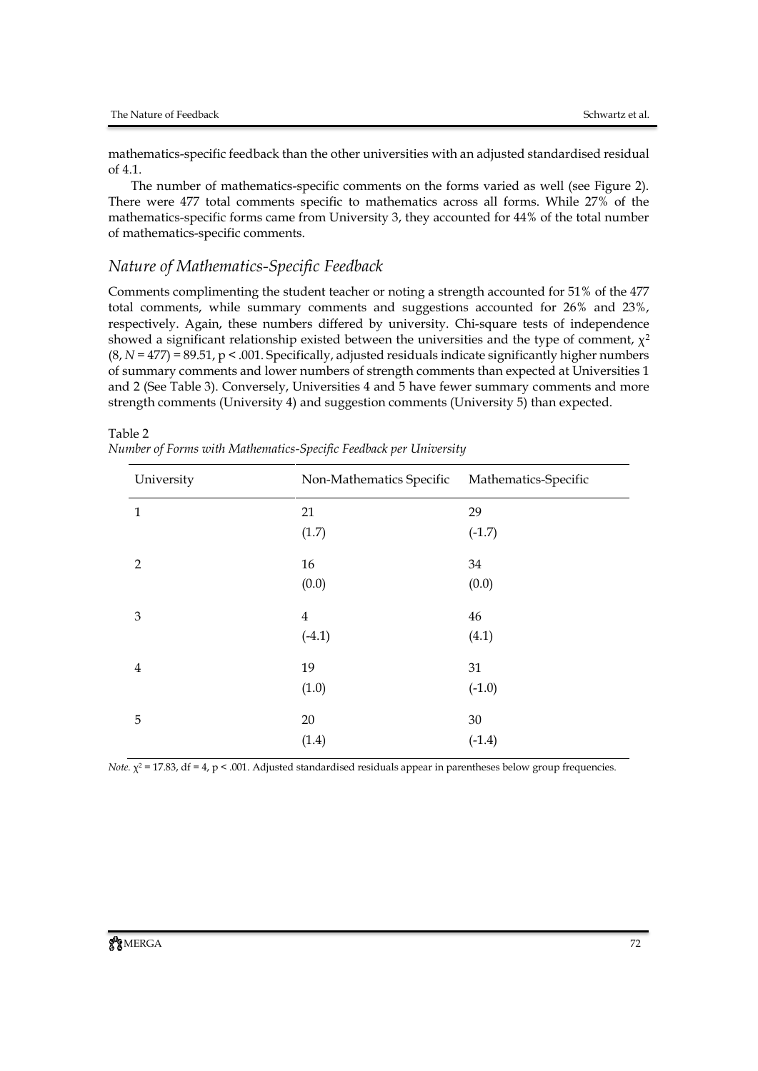mathematics-specific feedback than the other universities with an adjusted standardised residual of 4.1.

The number of mathematics-specific comments on the forms varied as well (see Figure 2). There were 477 total comments specific to mathematics across all forms. While 27% of the mathematics-specific forms came from University 3, they accounted for 44% of the total number of mathematics-specific comments.

## *Nature of Mathematics-Specific Feedback*

Comments complimenting the student teacher or noting a strength accounted for 51% of the 477 total comments, while summary comments and suggestions accounted for 26% and 23%, respectively. Again, these numbers differed by university. Chi-square tests of independence showed a significant relationship existed between the universities and the type of comment, $\chi^2$ (8, $N$ = 477) = 89.51, $p < .001$. Specifically, adjusted residuals indicate significantly higher numbers of summary comments and lower numbers of strength comments than expected at Universities 1 and 2 (See Table 3). Conversely, Universities 4 and 5 have fewer summary comments and more strength comments (University 4) and suggestion comments (University 5) than expected.

Table 2
*Number of Forms with Mathematics-Specific Feedback per University*

| University | Non-Mathematics Specific | Mathematics-Specific |
|---|---|---|
| 1 | 21<br>(1.7) | 29<br>(-1.7) |
| 2 | 16<br>(0.0) | 34<br>(0.0) |
| 3 | 4<br>(-4.1) | 46<br>(4.1) |
| 4 | 19<br>(1.0) | 31<br>(-1.0) |
| 5 | 20<br>(1.4) | 30<br>(-1.4) |

*Note.* $\chi^2$ = 17.83, df = 4, $p < .001$. Adjusted standardised residuals appear in parentheses below group frequencies.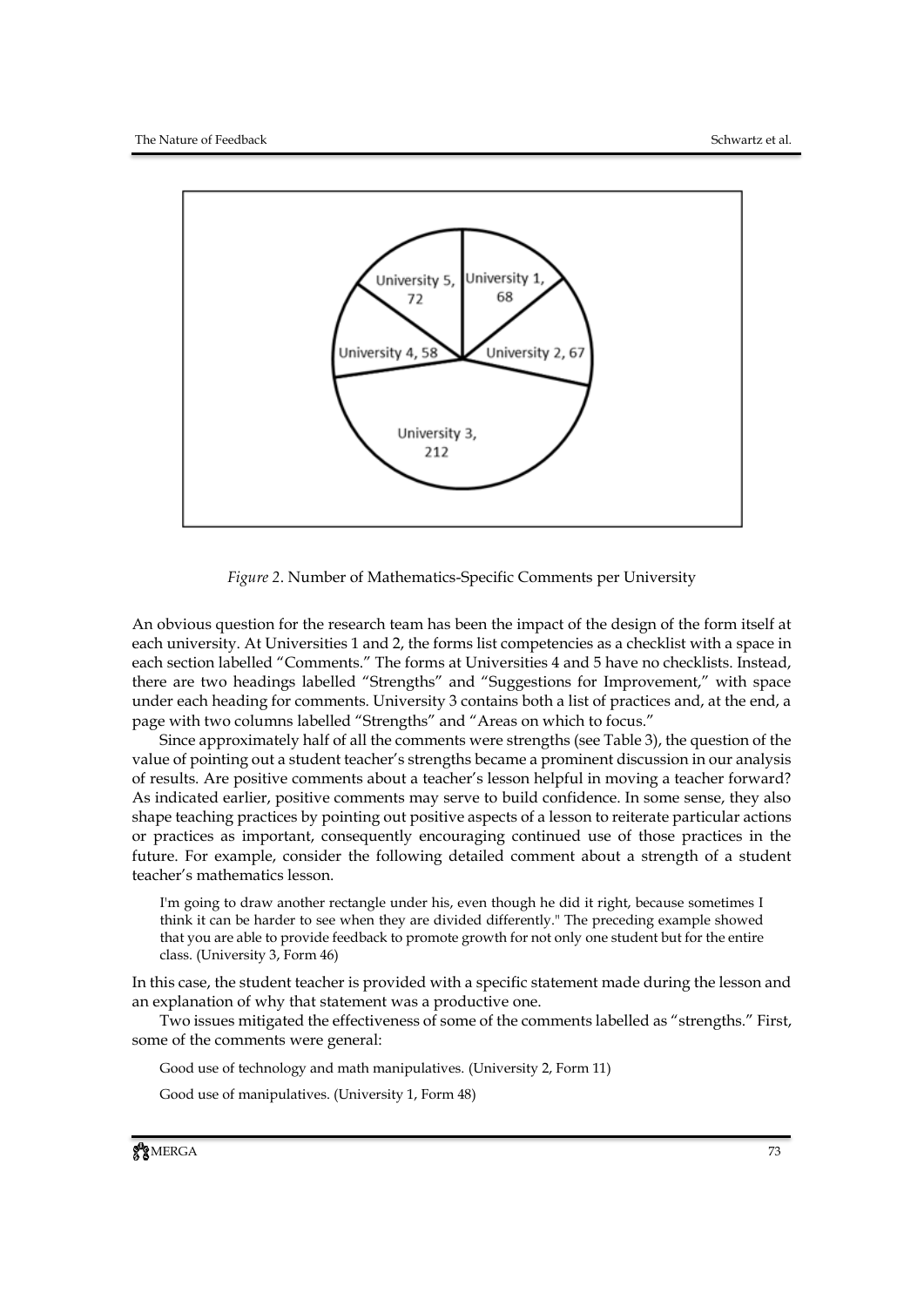*Figure 2*. Number of Mathematics-Specific Comments per University

An obvious question for the research team has been the impact of the design of the form itself at each university. At Universities 1 and 2, the forms list competencies as a checklist with a space in each section labelled "Comments." The forms at Universities 4 and 5 have no checklists. Instead, there are two headings labelled "Strengths" and "Suggestions for Improvement," with space under each heading for comments. University 3 contains both a list of practices and, at the end, a page with two columns labelled "Strengths" and "Areas on which to focus."

Since approximately half of all the comments were strengths (see Table 3), the question of the value of pointing out a student teacher's strengths became a prominent discussion in our analysis of results. Are positive comments about a teacher's lesson helpful in moving a teacher forward? As indicated earlier, positive comments may serve to build confidence. In some sense, they also shape teaching practices by pointing out positive aspects of a lesson to reiterate particular actions or practices as important, consequently encouraging continued use of those practices in the future. For example, consider the following detailed comment about a strength of a student teacher's mathematics lesson.

> I'm going to draw another rectangle under his, even though he did it right, because sometimes I think it can be harder to see when they are divided differently." The preceding example showed that you are able to provide feedback to promote growth for not only one student but for the entire class. (University 3, Form 46)

In this case, the student teacher is provided with a specific statement made during the lesson and an explanation of why that statement was a productive one.

Two issues mitigated the effectiveness of some of the comments labelled as "strengths." First, some of the comments were general:

> Good use of technology and math manipulatives. (University 2, Form 11)

> Good use of manipulatives. (University 1, Form 48)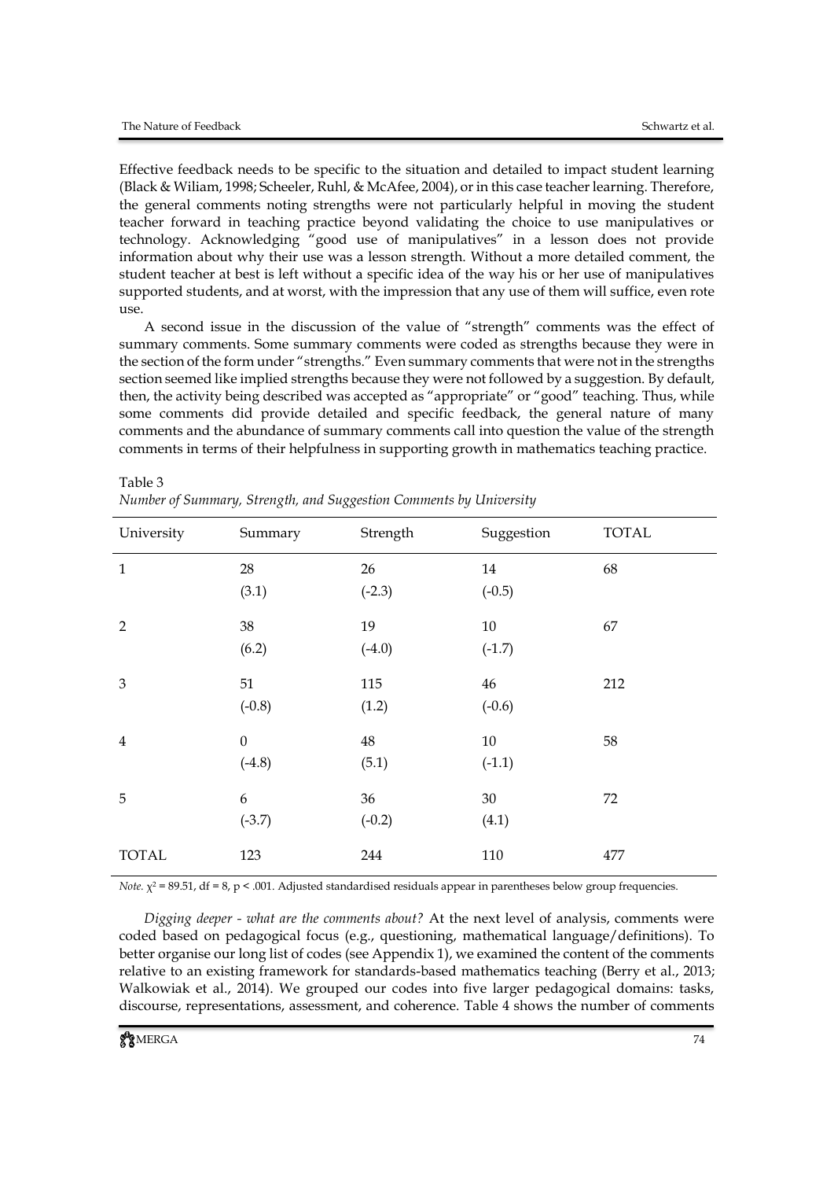Effective feedback needs to be specific to the situation and detailed to impact student learning (Black & Wiliam, 1998; Scheeler, Ruhl, & McAfee, 2004), or in this case teacher learning. Therefore, the general comments noting strengths were not particularly helpful in moving the student teacher forward in teaching practice beyond validating the choice to use manipulatives or technology. Acknowledging "good use of manipulatives" in a lesson does not provide information about why their use was a lesson strength. Without a more detailed comment, the student teacher at best is left without a specific idea of the way his or her use of manipulatives supported students, and at worst, with the impression that any use of them will suffice, even rote use.

A second issue in the discussion of the value of "strength" comments was the effect of summary comments. Some summary comments were coded as strengths because they were in the section of the form under "strengths." Even summary comments that were not in the strengths section seemed like implied strengths because they were not followed by a suggestion. By default, then, the activity being described was accepted as "appropriate" or "good" teaching. Thus, while some comments did provide detailed and specific feedback, the general nature of many comments and the abundance of summary comments call into question the value of the strength comments in terms of their helpfulness in supporting growth in mathematics teaching practice.

Table 3
*Number of Summary, Strength, and Suggestion Comments by University*

| University | Summary | Strength | Suggestion | TOTAL |
|---|---|---|---|---|
| 1 | 28 (3.1) | 26 (-2.3) | 14 (-0.5) | 68 |
| 2 | 38 (6.2) | 19 (-4.0) | 10 (-1.7) | 67 |
| 3 | 51 (-0.8) | 115 (1.2) | 46 (-0.6) | 212 |
| 4 | 0 (-4.8) | 48 (5.1) | 10 (-1.1) | 58 |
| 5 | 6 (-3.7) | 36 (-0.2) | 30 (4.1) | 72 |
| TOTAL | 123 | 244 | 110 | 477 |

*Note.* $\chi^2 = 89.51$, df = 8, $p < .001$. Adjusted standardised residuals appear in parentheses below group frequencies.

*Digging deeper - what are the comments about?* At the next level of analysis, comments were coded based on pedagogical focus (e.g., questioning, mathematical language/definitions). To better organise our long list of codes (see Appendix 1), we examined the content of the comments relative to an existing framework for standards-based mathematics teaching (Berry et al., 2013; Walkowiak et al., 2014). We grouped our codes into five larger pedagogical domains: tasks, discourse, representations, assessment, and coherence. Table 4 shows the number of comments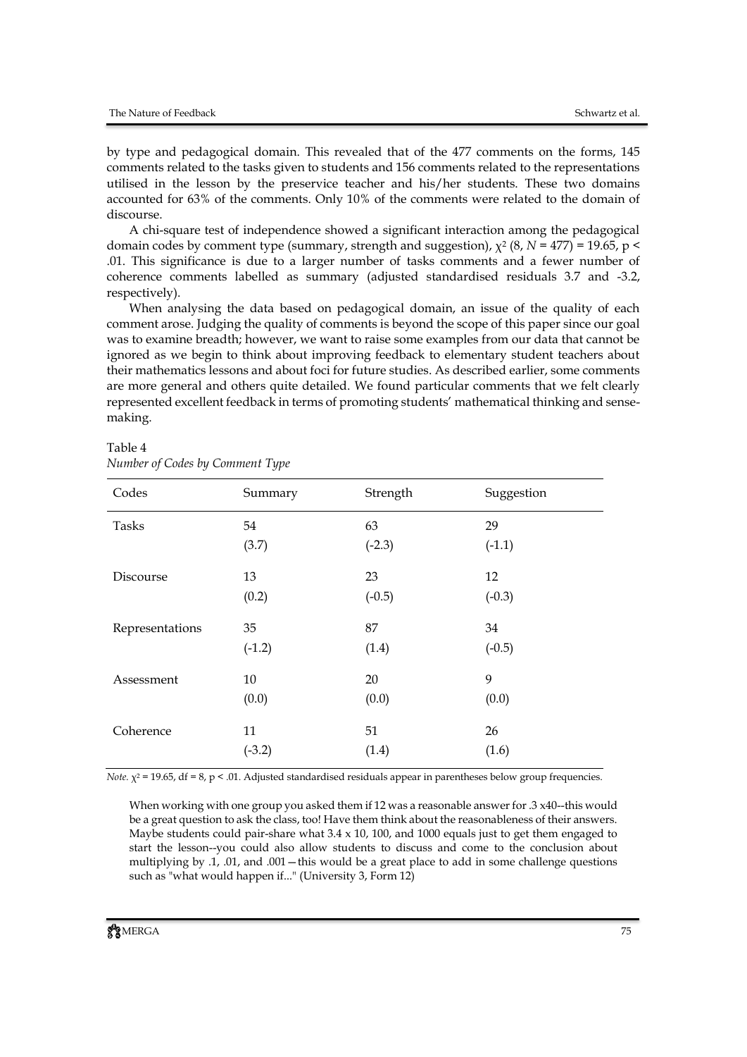by type and pedagogical domain. This revealed that of the 477 comments on the forms, 145 comments related to the tasks given to students and 156 comments related to the representations utilised in the lesson by the preservice teacher and his/her students. These two domains accounted for 63% of the comments. Only 10% of the comments were related to the domain of discourse.

A chi-square test of independence showed a significant interaction among the pedagogical domain codes by comment type (summary, strength and suggestion), $\chi^2$ (8, $N$ = 477) = 19.65, $p < .01$. This significance is due to a larger number of tasks comments and a fewer number of coherence comments labelled as summary (adjusted standardised residuals 3.7 and -3.2, respectively).

When analysing the data based on pedagogical domain, an issue of the quality of each comment arose. Judging the quality of comments is beyond the scope of this paper since our goal was to examine breadth; however, we want to raise some examples from our data that cannot be ignored as we begin to think about improving feedback to elementary student teachers about their mathematics lessons and about foci for future studies. As described earlier, some comments are more general and others quite detailed. We found particular comments that we felt clearly represented excellent feedback in terms of promoting students' mathematical thinking and sense-making.

Table 4
*Number of Codes by Comment Type*

| Codes | Summary | Strength | Suggestion |
|---|---|---|---|
| Tasks | 54<br>(3.7) | 63<br>(-2.3) | 29<br>(-1.1) |
| Discourse | 13<br>(0.2) | 23<br>(-0.5) | 12<br>(-0.3) |
| Representations | 35<br>(-1.2) | 87<br>(1.4) | 34<br>(-0.5) |
| Assessment | 10<br>(0.0) | 20<br>(0.0) | 9<br>(0.0) |
| Coherence | 11<br>(-3.2) | 51<br>(1.4) | 26<br>(1.6) |

*Note.* $\chi^2$ = 19.65, df = 8, $p < .01$. Adjusted standardised residuals appear in parentheses below group frequencies.

> When working with one group you asked them if 12 was a reasonable answer for .3 x40--this would be a great question to ask the class, too! Have them think about the reasonableness of their answers. Maybe students could pair-share what 3.4 x 10, 100, and 1000 equals just to get them engaged to start the lesson--you could also allow students to discuss and come to the conclusion about multiplying by .1, .01, and .001—this would be a great place to add in some challenge questions such as "what would happen if..." (University 3, Form 12)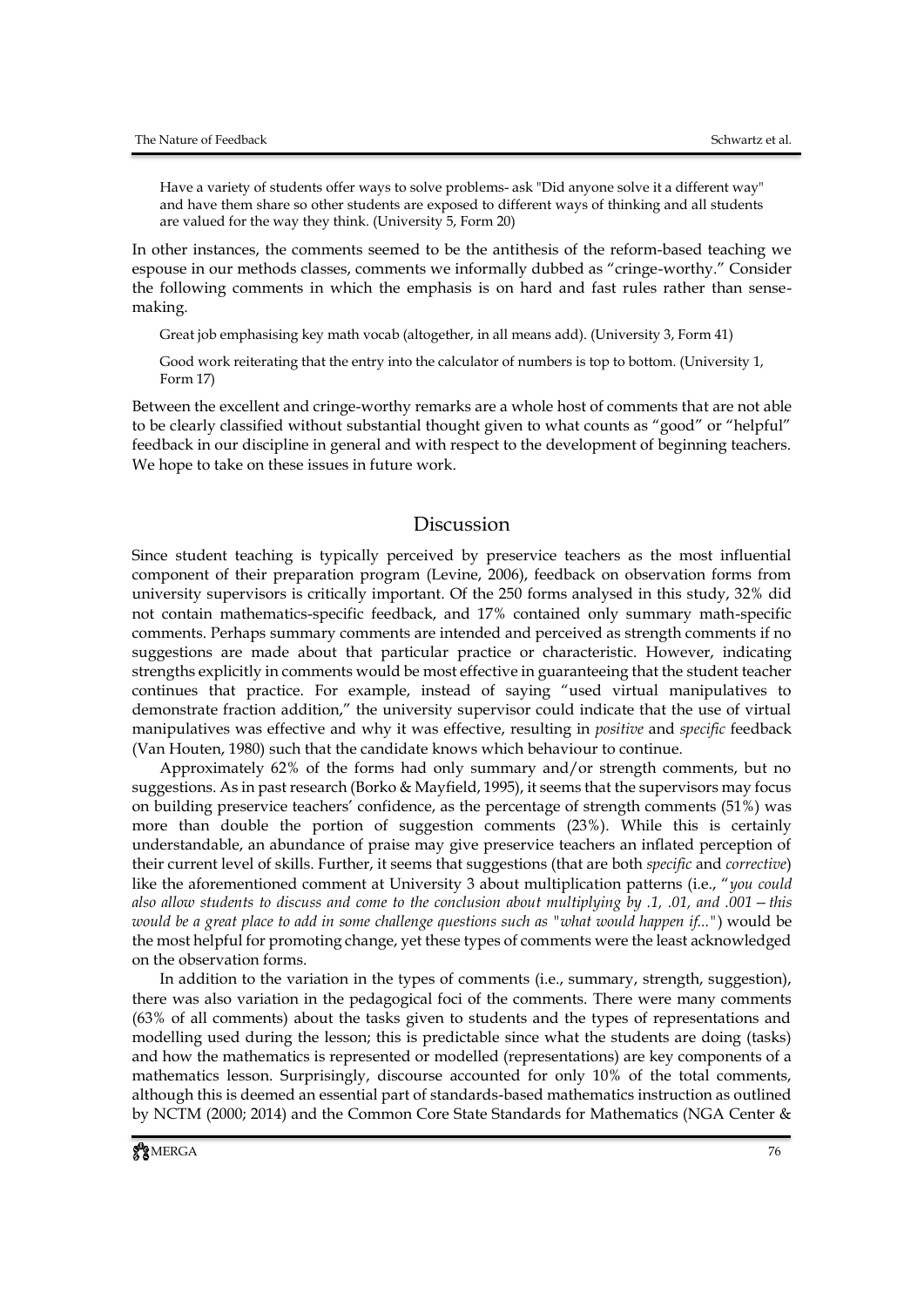> Have a variety of students offer ways to solve problems- ask "Did anyone solve it a different way" and have them share so other students are exposed to different ways of thinking and all students are valued for the way they think. (University 5, Form 20)

In other instances, the comments seemed to be the antithesis of the reform-based teaching we espouse in our methods classes, comments we informally dubbed as "cringe-worthy." Consider the following comments in which the emphasis is on hard and fast rules rather than sense-making.

> Great job emphasising key math vocab (altogether, in all means add). (University 3, Form 41)

> Good work reiterating that the entry into the calculator of numbers is top to bottom. (University 1, Form 17)

Between the excellent and cringe-worthy remarks are a whole host of comments that are not able to be clearly classified without substantial thought given to what counts as "good" or "helpful" feedback in our discipline in general and with respect to the development of beginning teachers. We hope to take on these issues in future work.

## Discussion

Since student teaching is typically perceived by preservice teachers as the most influential component of their preparation program (Levine, 2006), feedback on observation forms from university supervisors is critically important. Of the 250 forms analysed in this study, 32% did not contain mathematics-specific feedback, and 17% contained only summary math-specific comments. Perhaps summary comments are intended and perceived as strength comments if no suggestions are made about that particular practice or characteristic. However, indicating strengths explicitly in comments would be most effective in guaranteeing that the student teacher continues that practice. For example, instead of saying "used virtual manipulatives to demonstrate fraction addition," the university supervisor could indicate that the use of virtual manipulatives was effective and why it was effective, resulting in *positive* and *specific* feedback (Van Houten, 1980) such that the candidate knows which behaviour to continue.

Approximately 62% of the forms had only summary and/or strength comments, but no suggestions. As in past research (Borko & Mayfield, 1995), it seems that the supervisors may focus on building preservice teachers' confidence, as the percentage of strength comments (51%) was more than double the portion of suggestion comments (23%). While this is certainly understandable, an abundance of praise may give preservice teachers an inflated perception of their current level of skills. Further, it seems that suggestions (that are both *specific* and *corrective*) like the aforementioned comment at University 3 about multiplication patterns (i.e., "*you could also allow students to discuss and come to the conclusion about multiplying by .1, .01, and .001—this would be a great place to add in some challenge questions such as "what would happen if..."*") would be the most helpful for promoting change, yet these types of comments were the least acknowledged on the observation forms.

In addition to the variation in the types of comments (i.e., summary, strength, suggestion), there was also variation in the pedagogical foci of the comments. There were many comments (63% of all comments) about the tasks given to students and the types of representations and modelling used during the lesson; this is predictable since what the students are doing (tasks) and how the mathematics is represented or modelled (representations) are key components of a mathematics lesson. Surprisingly, discourse accounted for only 10% of the total comments, although this is deemed an essential part of standards-based mathematics instruction as outlined by NCTM (2000; 2014) and the Common Core State Standards for Mathematics (NGA Center &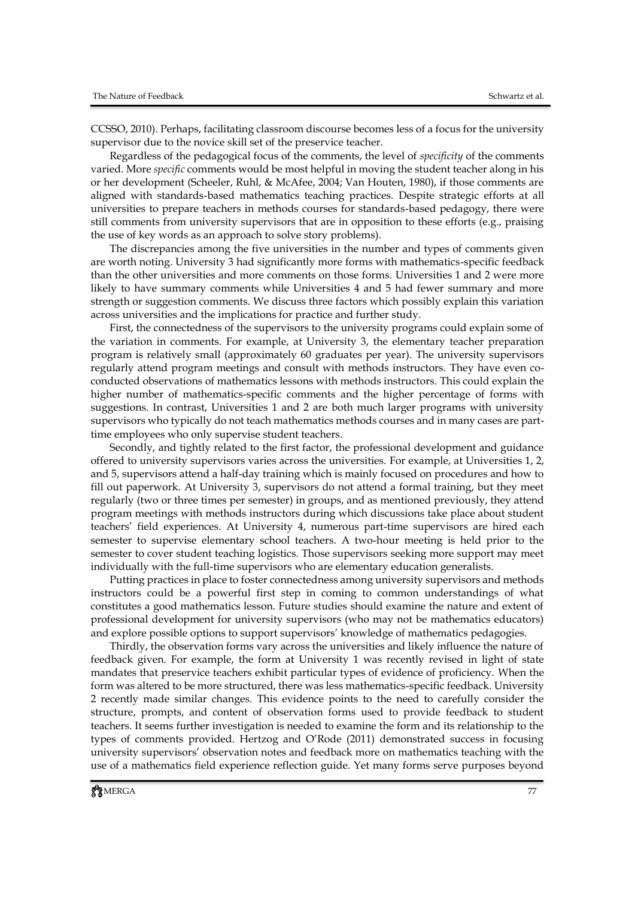CCSSO, 2010). Perhaps, facilitating classroom discourse becomes less of a focus for the university supervisor due to the novice skill set of the preservice teacher.

Regardless of the pedagogical focus of the comments, the level of *specificity* of the comments varied. More *specific* comments would be most helpful in moving the student teacher along in his or her development (Scheeler, Ruhl, & McAfee, 2004; Van Houten, 1980), if those comments are aligned with standards-based mathematics teaching practices. Despite strategic efforts at all universities to prepare teachers in methods courses for standards-based pedagogy, there were still comments from university supervisors that are in opposition to these efforts (e.g., praising the use of key words as an approach to solve story problems).

The discrepancies among the five universities in the number and types of comments given are worth noting. University 3 had significantly more forms with mathematics-specific feedback than the other universities and more comments on those forms. Universities 1 and 2 were more likely to have summary comments while Universities 4 and 5 had fewer summary and more strength or suggestion comments. We discuss three factors which possibly explain this variation across universities and the implications for practice and further study.

First, the connectedness of the supervisors to the university programs could explain some of the variation in comments. For example, at University 3, the elementary teacher preparation program is relatively small (approximately 60 graduates per year). The university supervisors regularly attend program meetings and consult with methods instructors. They have even co-conducted observations of mathematics lessons with methods instructors. This could explain the higher number of mathematics-specific comments and the higher percentage of forms with suggestions. In contrast, Universities 1 and 2 are both much larger programs with university supervisors who typically do not teach mathematics methods courses and in many cases are part-time employees who only supervise student teachers.

Secondly, and tightly related to the first factor, the professional development and guidance offered to university supervisors varies across the universities. For example, at Universities 1, 2, and 5, supervisors attend a half-day training which is mainly focused on procedures and how to fill out paperwork. At University 3, supervisors do not attend a formal training, but they meet regularly (two or three times per semester) in groups, and as mentioned previously, they attend program meetings with methods instructors during which discussions take place about student teachers' field experiences. At University 4, numerous part-time supervisors are hired each semester to supervise elementary school teachers. A two-hour meeting is held prior to the semester to cover student teaching logistics. Those supervisors seeking more support may meet individually with the full-time supervisors who are elementary education generalists.

Putting practices in place to foster connectedness among university supervisors and methods instructors could be a powerful first step in coming to common understandings of what constitutes a good mathematics lesson. Future studies should examine the nature and extent of professional development for university supervisors (who may not be mathematics educators) and explore possible options to support supervisors' knowledge of mathematics pedagogies.

Thirdly, the observation forms vary across the universities and likely influence the nature of feedback given. For example, the form at University 1 was recently revised in light of state mandates that preservice teachers exhibit particular types of evidence of proficiency. When the form was altered to be more structured, there was less mathematics-specific feedback. University 2 recently made similar changes. This evidence points to the need to carefully consider the structure, prompts, and content of observation forms used to provide feedback to student teachers. It seems further investigation is needed to examine the form and its relationship to the types of comments provided. Hertzog and O'Rode (2011) demonstrated success in focusing university supervisors' observation notes and feedback more on mathematics teaching with the use of a mathematics field experience reflection guide. Yet many forms serve purposes beyond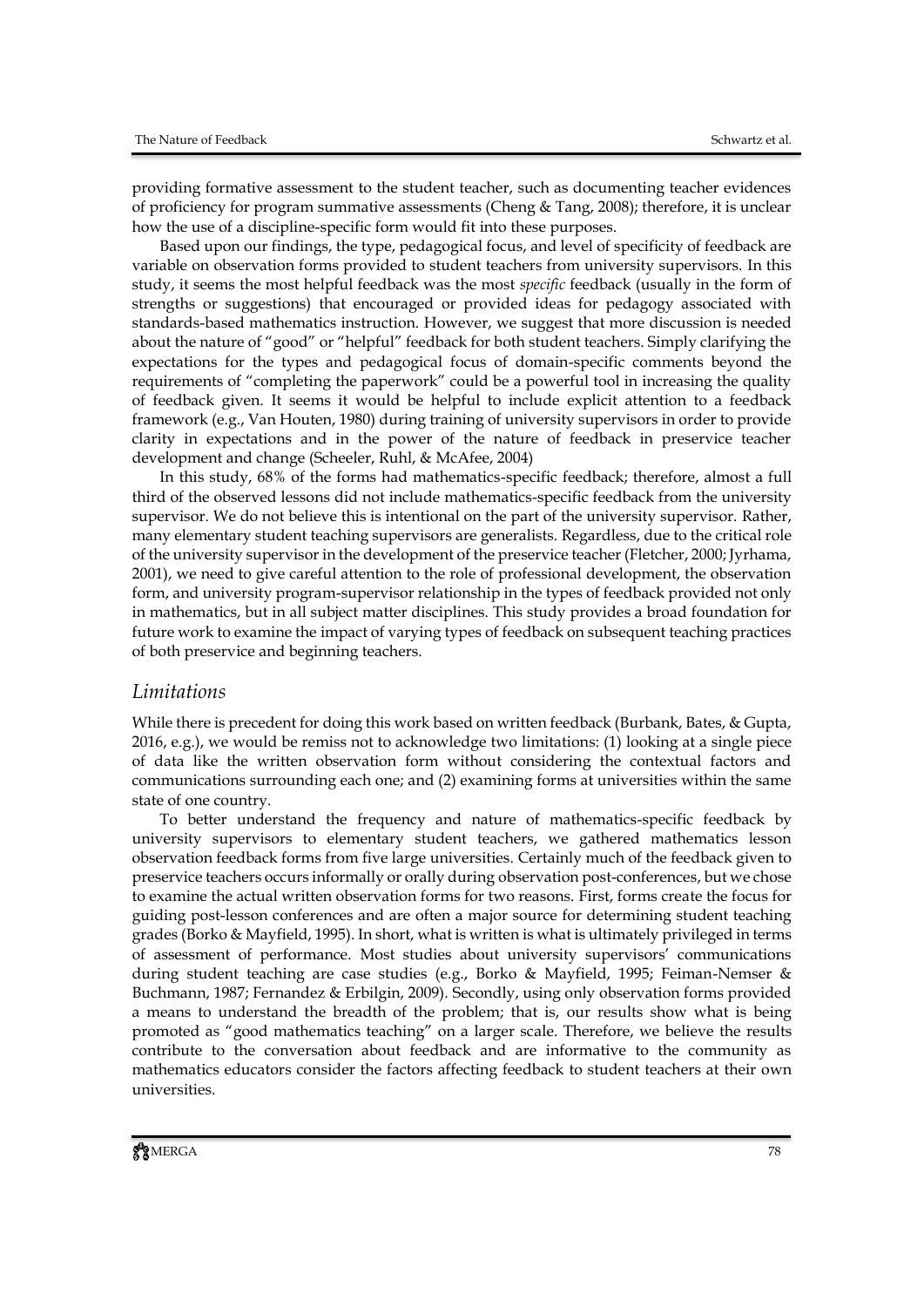providing formative assessment to the student teacher, such as documenting teacher evidences of proficiency for program summative assessments (Cheng & Tang, 2008); therefore, it is unclear how the use of a discipline-specific form would fit into these purposes.

Based upon our findings, the type, pedagogical focus, and level of specificity of feedback are variable on observation forms provided to student teachers from university supervisors. In this study, it seems the most helpful feedback was the most *specific* feedback (usually in the form of strengths or suggestions) that encouraged or provided ideas for pedagogy associated with standards-based mathematics instruction. However, we suggest that more discussion is needed about the nature of "good" or "helpful" feedback for both student teachers. Simply clarifying the expectations for the types and pedagogical focus of domain-specific comments beyond the requirements of "completing the paperwork" could be a powerful tool in increasing the quality of feedback given. It seems it would be helpful to include explicit attention to a feedback framework (e.g., Van Houten, 1980) during training of university supervisors in order to provide clarity in expectations and in the power of the nature of feedback in preservice teacher development and change (Scheeler, Ruhl, & McAfee, 2004)

In this study, 68% of the forms had mathematics-specific feedback; therefore, almost a full third of the observed lessons did not include mathematics-specific feedback from the university supervisor. We do not believe this is intentional on the part of the university supervisor. Rather, many elementary student teaching supervisors are generalists. Regardless, due to the critical role of the university supervisor in the development of the preservice teacher (Fletcher, 2000; Jyrhama, 2001), we need to give careful attention to the role of professional development, the observation form, and university program-supervisor relationship in the types of feedback provided not only in mathematics, but in all subject matter disciplines. This study provides a broad foundation for future work to examine the impact of varying types of feedback on subsequent teaching practices of both preservice and beginning teachers.

## *Limitations*

While there is precedent for doing this work based on written feedback (Burbank, Bates, & Gupta, 2016, e.g.), we would be remiss not to acknowledge two limitations: (1) looking at a single piece of data like the written observation form without considering the contextual factors and communications surrounding each one; and (2) examining forms at universities within the same state of one country.

To better understand the frequency and nature of mathematics-specific feedback by university supervisors to elementary student teachers, we gathered mathematics lesson observation feedback forms from five large universities. Certainly much of the feedback given to preservice teachers occurs informally or orally during observation post-conferences, but we chose to examine the actual written observation forms for two reasons. First, forms create the focus for guiding post-lesson conferences and are often a major source for determining student teaching grades (Borko & Mayfield, 1995). In short, what is written is what is ultimately privileged in terms of assessment of performance. Most studies about university supervisors' communications during student teaching are case studies (e.g., Borko & Mayfield, 1995; Feiman-Nemser & Buchmann, 1987; Fernandez & Erbilgin, 2009). Secondly, using only observation forms provided a means to understand the breadth of the problem; that is, our results show what is being promoted as "good mathematics teaching" on a larger scale. Therefore, we believe the results contribute to the conversation about feedback and are informative to the community as mathematics educators consider the factors affecting feedback to student teachers at their own universities.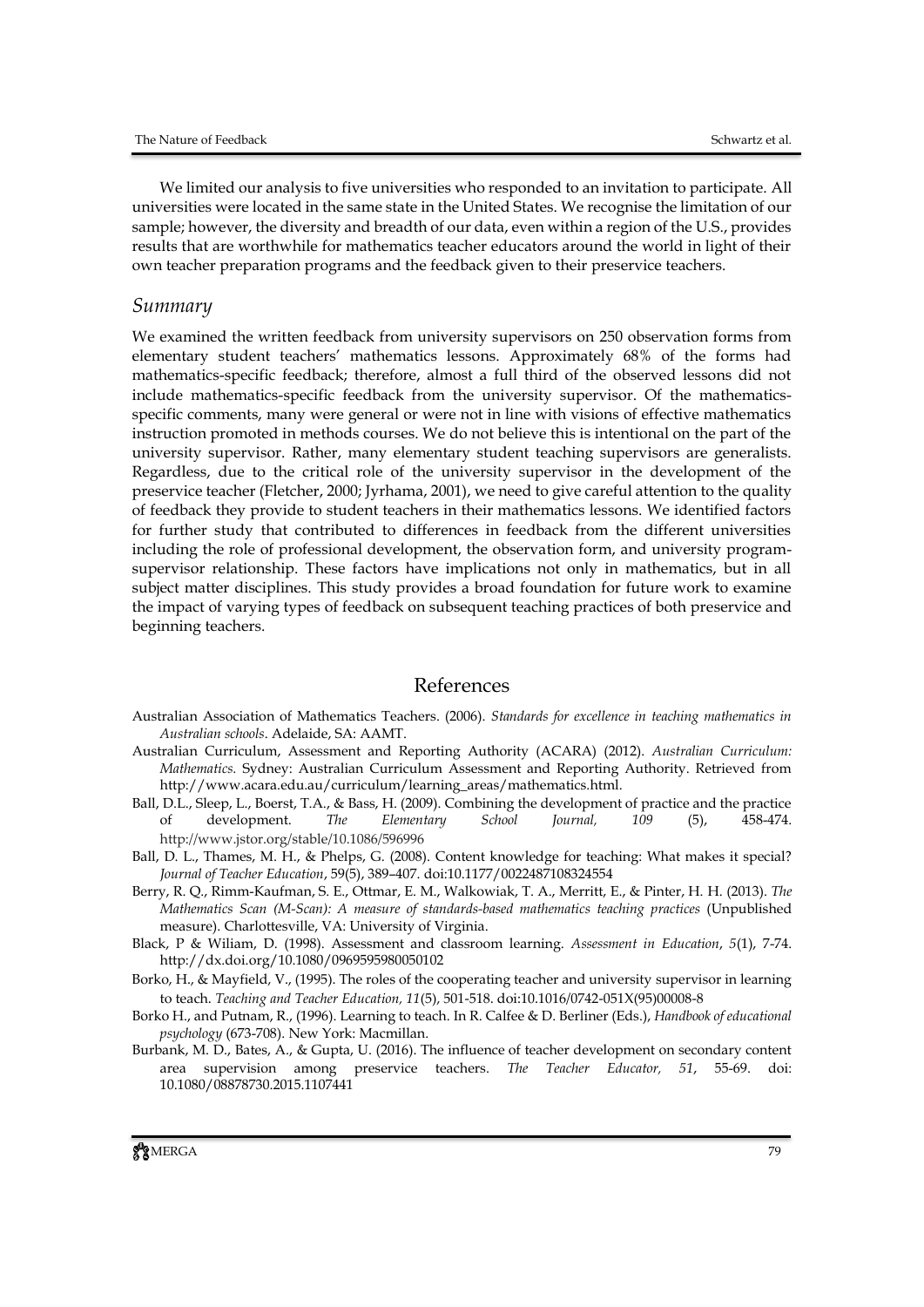We limited our analysis to five universities who responded to an invitation to participate. All universities were located in the same state in the United States. We recognise the limitation of our sample; however, the diversity and breadth of our data, even within a region of the U.S., provides results that are worthwhile for mathematics teacher educators around the world in light of their own teacher preparation programs and the feedback given to their preservice teachers.

### *Summary*

We examined the written feedback from university supervisors on 250 observation forms from elementary student teachers' mathematics lessons. Approximately 68% of the forms had mathematics-specific feedback; therefore, almost a full third of the observed lessons did not include mathematics-specific feedback from the university supervisor. Of the mathematics-specific comments, many were general or were not in line with visions of effective mathematics instruction promoted in methods courses. We do not believe this is intentional on the part of the university supervisor. Rather, many elementary student teaching supervisors are generalists. Regardless, due to the critical role of the university supervisor in the development of the preservice teacher (Fletcher, 2000; Jyrhama, 2001), we need to give careful attention to the quality of feedback they provide to student teachers in their mathematics lessons. We identified factors for further study that contributed to differences in feedback from the different universities including the role of professional development, the observation form, and university program-supervisor relationship. These factors have implications not only in mathematics, but in all subject matter disciplines. This study provides a broad foundation for future work to examine the impact of varying types of feedback on subsequent teaching practices of both preservice and beginning teachers.

## References

Australian Association of Mathematics Teachers. (2006). *Standards for excellence in teaching mathematics in Australian schools*. Adelaide, SA: AAMT.

Australian Curriculum, Assessment and Reporting Authority (ACARA) (2012). *Australian Curriculum: Mathematics.* Sydney: Australian Curriculum Assessment and Reporting Authority. Retrieved from http://www.acara.edu.au/curriculum/learning_areas/mathematics.html.

Ball, D.L., Sleep, L., Boerst, T.A., & Bass, H. (2009). Combining the development of practice and the practice of development. *The Elementary School Journal, 109* (5), 458-474. http://www.jstor.org/stable/10.1086/596996

Ball, D. L., Thames, M. H., & Phelps, G. (2008). Content knowledge for teaching: What makes it special? *Journal of Teacher Education*, 59(5), 389–407. doi:10.1177/0022487108324554

Berry, R. Q., Rimm-Kaufman, S. E., Ottmar, E. M., Walkowiak, T. A., Merritt, E., & Pinter, H. H. (2013). *The Mathematics Scan (M-Scan): A measure of standards-based mathematics teaching practices* (Unpublished measure). Charlottesville, VA: University of Virginia.

Black, P & Wiliam, D. (1998). Assessment and classroom learning. *Assessment in Education*, *5*(1), 7-74. http://dx.doi.org/10.1080/0969595980050102

Borko, H., & Mayfield, V., (1995). The roles of the cooperating teacher and university supervisor in learning to teach. *Teaching and Teacher Education, 11*(5), 501-518. doi:10.1016/0742-051X(95)00008-8

Borko H., and Putnam, R., (1996). Learning to teach. In R. Calfee & D. Berliner (Eds.), *Handbook of educational psychology* (673-708). New York: Macmillan.

Burbank, M. D., Bates, A., & Gupta, U. (2016). The influence of teacher development on secondary content area supervision among preservice teachers. *The Teacher Educator, 51*, 55-69. doi: 10.1080/08878730.2015.1107441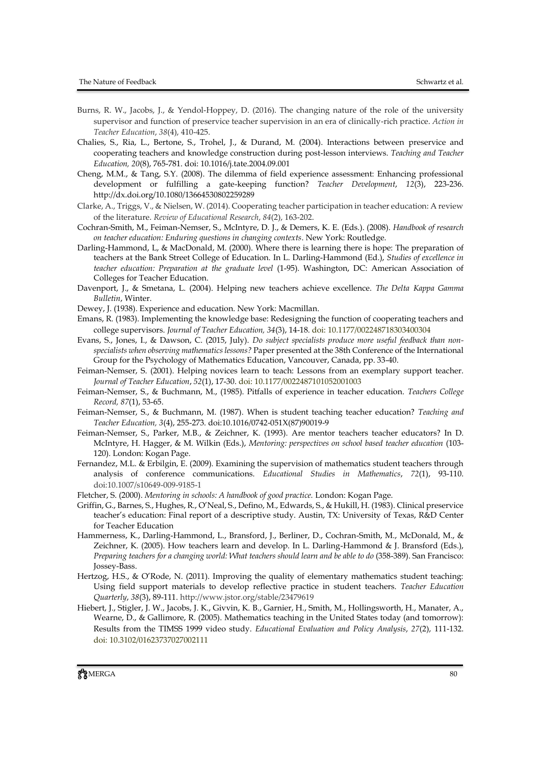Burns, R. W., Jacobs, J., & Yendol-Hoppey, D. (2016). The changing nature of the role of the university supervisor and function of preservice teacher supervision in an era of clinically-rich practice. *Action in Teacher Education*, *38*(4), 410-425.

Chalies, S., Ria, L., Bertone, S., Trohel, J., & Durand, M. (2004). Interactions between preservice and cooperating teachers and knowledge construction during post-lesson interviews. *Teaching and Teacher Education, 20*(8), 765-781. doi: 10.1016/j.tate.2004.09.001

Cheng, M.M., & Tang, S.Y. (2008). The dilemma of field experience assessment: Enhancing professional development or fulfilling a gate-keeping function? *Teacher Development*, *12*(3), 223-236. http://dx.doi.org/10.1080/13664530802259289

Clarke, A., Triggs, V., & Nielsen, W. (2014). Cooperating teacher participation in teacher education: A review of the literature. *Review of Educational Research*, *84*(2), 163-202.

Cochran-Smith, M., Feiman-Nemser, S., McIntyre, D. J., & Demers, K. E. (Eds.). (2008). *Handbook of research on teacher education: Enduring questions in changing contexts*. New York: Routledge.

Darling-Hammond, L, & MacDonald, M. (2000). Where there is learning there is hope: The preparation of teachers at the Bank Street College of Education. In L. Darling-Hammond (Ed.), *Studies of excellence in teacher education: Preparation at the graduate level* (1-95). Washington, DC: American Association of Colleges for Teacher Education.

Davenport, J., & Smetana, L. (2004). Helping new teachers achieve excellence. *The Delta Kappa Gamma Bulletin*, Winter.

Dewey, J. (1938). Experience and education. New York: Macmillan.

Emans, R. (1983). Implementing the knowledge base: Redesigning the function of cooperating teachers and college supervisors. *Journal of Teacher Education, 34*(3), 14-18. doi: 10.1177/002248718303400304

Evans, S., Jones, I., & Dawson, C. (2015, July). *Do subject specialists produce more useful feedback than non-specialists when observing mathematics lessons?* Paper presented at the 38th Conference of the International Group for the Psychology of Mathematics Education, Vancouver, Canada, pp. 33-40.

Feiman-Nemser, S. (2001). Helping novices learn to teach: Lessons from an exemplary support teacher. *Journal of Teacher Education*, *52*(1), 17-30. doi: 10.1177/0022487101052001003

Feiman-Nemser, S., & Buchmann, M., (1985). Pitfalls of experience in teacher education. *Teachers College Record, 87*(1), 53-65.

Feiman-Nemser, S., & Buchmann, M. (1987). When is student teaching teacher education? *Teaching and Teacher Education, 3*(4), 255-273. doi:10.1016/0742-051X(87)90019-9

Feiman-Nemser, S., Parker, M.B., & Zeichner, K. (1993). Are mentor teachers teacher educators? In D. McIntyre, H. Hagger, & M. Wilkin (Eds.), *Mentoring: perspectives on school based teacher education* (103-120). London: Kogan Page.

Fernandez, M.L. & Erbilgin, E. (2009). Examining the supervision of mathematics student teachers through analysis of conference communications. *Educational Studies in Mathematics*, *72*(1), 93-110. doi:10.1007/s10649-009-9185-1

Fletcher, S. (2000). *Mentoring in schools: A handbook of good practice.* London: Kogan Page.

Griffin, G., Barnes, S., Hughes, R., O'Neal, S., Defino, M., Edwards, S., & Hukill, H. (1983). Clinical preservice teacher's education: Final report of a descriptive study. Austin, TX: University of Texas, R&D Center for Teacher Education

Hammerness, K., Darling-Hammond, L., Bransford, J., Berliner, D., Cochran-Smith, M., McDonald, M., & Zeichner, K. (2005). How teachers learn and develop. In L. Darling-Hammond & J. Bransford (Eds.), *Preparing teachers for a changing world: What teachers should learn and be able to do* (358-389). San Francisco: Jossey-Bass.

Hertzog, H.S., & O'Rode, N. (2011). Improving the quality of elementary mathematics student teaching: Using field support materials to develop reflective practice in student teachers. *Teacher Education Quarterly*, *38*(3), 89-111. http://www.jstor.org/stable/23479619

Hiebert, J., Stigler, J. W., Jacobs, J. K., Givvin, K. B., Garnier, H., Smith, M., Hollingsworth, H., Manater, A., Wearne, D., & Gallimore, R. (2005). Mathematics teaching in the United States today (and tomorrow): Results from the TIMSS 1999 video study. *Educational Evaluation and Policy Analysis*, *27*(2), 111-132. doi: 10.3102/01623737027002111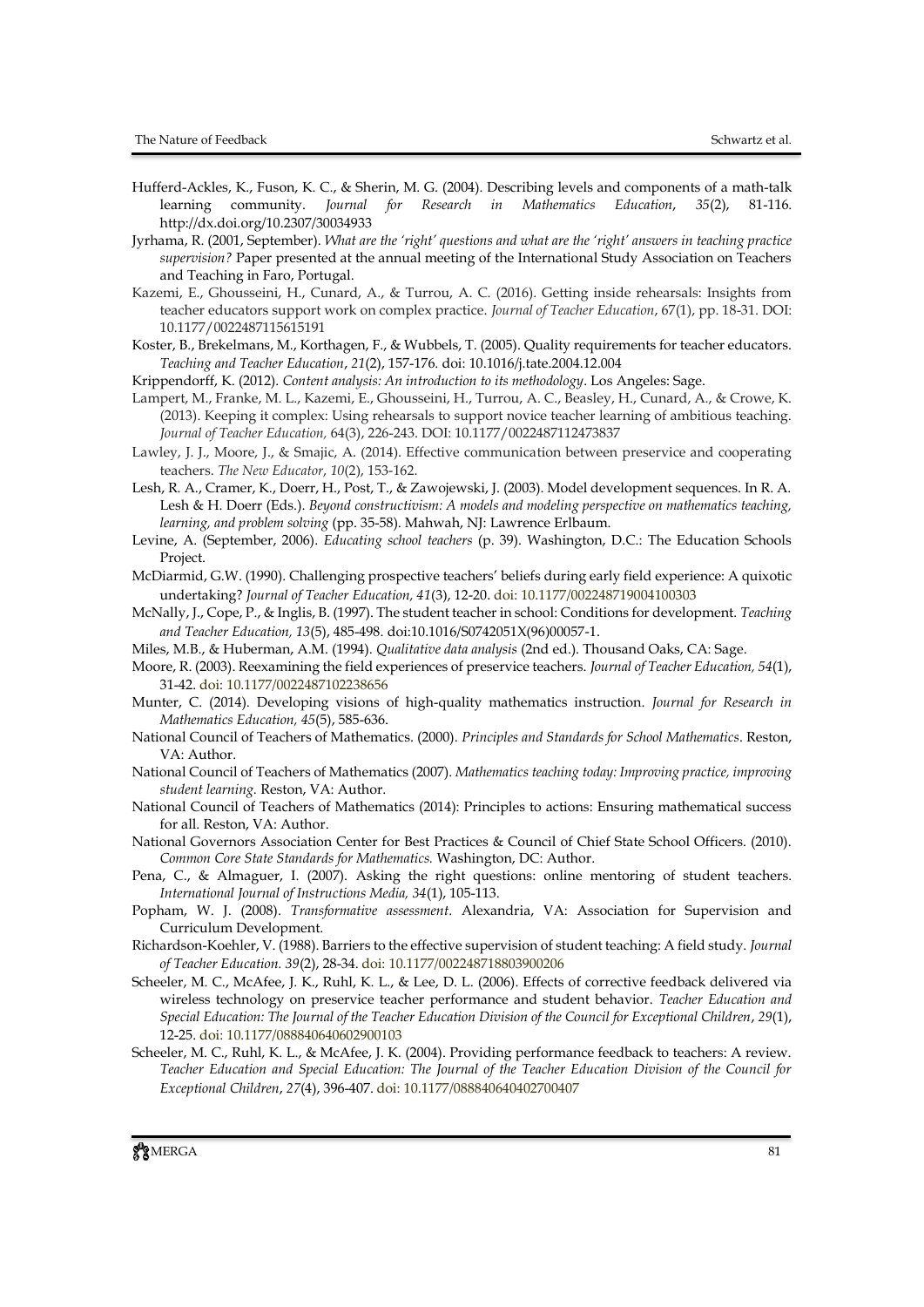Hufferd-Ackles, K., Fuson, K. C., & Sherin, M. G. (2004). Describing levels and components of a math-talk learning community. *Journal for Research in Mathematics Education*, *35*(2), 81-116. http://dx.doi.org/10.2307/30034933

Jyrhama, R. (2001, September). *What are the 'right' questions and what are the 'right' answers in teaching practice supervision?* Paper presented at the annual meeting of the International Study Association on Teachers and Teaching in Faro, Portugal.

Kazemi, E., Ghousseini, H., Cunard, A., & Turrou, A. C. (2016). Getting inside rehearsals: Insights from teacher educators support work on complex practice. *Journal of Teacher Education*, 67(1), pp. 18-31. DOI: 10.1177/0022487115615191

Koster, B., Brekelmans, M., Korthagen, F., & Wubbels, T. (2005). Quality requirements for teacher educators. *Teaching and Teacher Education*, *21*(2), 157-176. doi: 10.1016/j.tate.2004.12.004

Krippendorff, K. (2012). *Content analysis: An introduction to its methodology*. Los Angeles: Sage.

Lampert, M., Franke, M. L., Kazemi, E., Ghousseini, H., Turrou, A. C., Beasley, H., Cunard, A., & Crowe, K. (2013). Keeping it complex: Using rehearsals to support novice teacher learning of ambitious teaching. *Journal of Teacher Education,* 64(3), 226-243. DOI: 10.1177/0022487112473837

Lawley, J. J., Moore, J., & Smajic, A. (2014). Effective communication between preservice and cooperating teachers. *The New Educator*, *10*(2), 153-162.

Lesh, R. A., Cramer, K., Doerr, H., Post, T., & Zawojewski, J. (2003). Model development sequences. In R. A. Lesh & H. Doerr (Eds.). *Beyond constructivism: A models and modeling perspective on mathematics teaching, learning, and problem solving* (pp. 35-58). Mahwah, NJ: Lawrence Erlbaum.

Levine, A. (September, 2006). *Educating school teachers* (p. 39). Washington, D.C.: The Education Schools Project.

McDiarmid, G.W. (1990). Challenging prospective teachers' beliefs during early field experience: A quixotic undertaking? *Journal of Teacher Education, 41*(3), 12-20. doi: 10.1177/002248719004100303

McNally, J., Cope, P., & Inglis, B. (1997). The student teacher in school: Conditions for development. *Teaching and Teacher Education, 13*(5), 485-498. doi:10.1016/S0742051X(96)00057-1.

Miles, M.B., & Huberman, A.M. (1994). *Qualitative data analysis* (2nd ed.). Thousand Oaks, CA: Sage.

Moore, R. (2003). Reexamining the field experiences of preservice teachers. *Journal of Teacher Education, 54*(1), 31-42. doi: 10.1177/0022487102238656

Munter, C. (2014). Developing visions of high-quality mathematics instruction. *Journal for Research in Mathematics Education, 45*(5), 585-636.

National Council of Teachers of Mathematics. (2000). *Principles and Standards for School Mathematics*. Reston, VA: Author.

National Council of Teachers of Mathematics (2007). *Mathematics teaching today: Improving practice, improving student learning.* Reston, VA: Author.

National Council of Teachers of Mathematics (2014): Principles to actions: Ensuring mathematical success for all. Reston, VA: Author.

National Governors Association Center for Best Practices & Council of Chief State School Officers. (2010). *Common Core State Standards for Mathematics.* Washington, DC: Author.

Pena, C., & Almaguer, I. (2007). Asking the right questions: online mentoring of student teachers. *International Journal of Instructions Media, 34*(1), 105-113.

Popham, W. J. (2008). *Transformative assessment*. Alexandria, VA: Association for Supervision and Curriculum Development.

Richardson-Koehler, V. (1988). Barriers to the effective supervision of student teaching: A field study. *Journal of Teacher Education. 39*(2), 28-34. doi: 10.1177/002248718803900206

Scheeler, M. C., McAfee, J. K., Ruhl, K. L., & Lee, D. L. (2006). Effects of corrective feedback delivered via wireless technology on preservice teacher performance and student behavior. *Teacher Education and Special Education: The Journal of the Teacher Education Division of the Council for Exceptional Children*, *29*(1), 12-25. doi: 10.1177/088840640602900103

Scheeler, M. C., Ruhl, K. L., & McAfee, J. K. (2004). Providing performance feedback to teachers: A review. *Teacher Education and Special Education: The Journal of the Teacher Education Division of the Council for Exceptional Children*, *27*(4), 396-407. doi: 10.1177/088840640402700407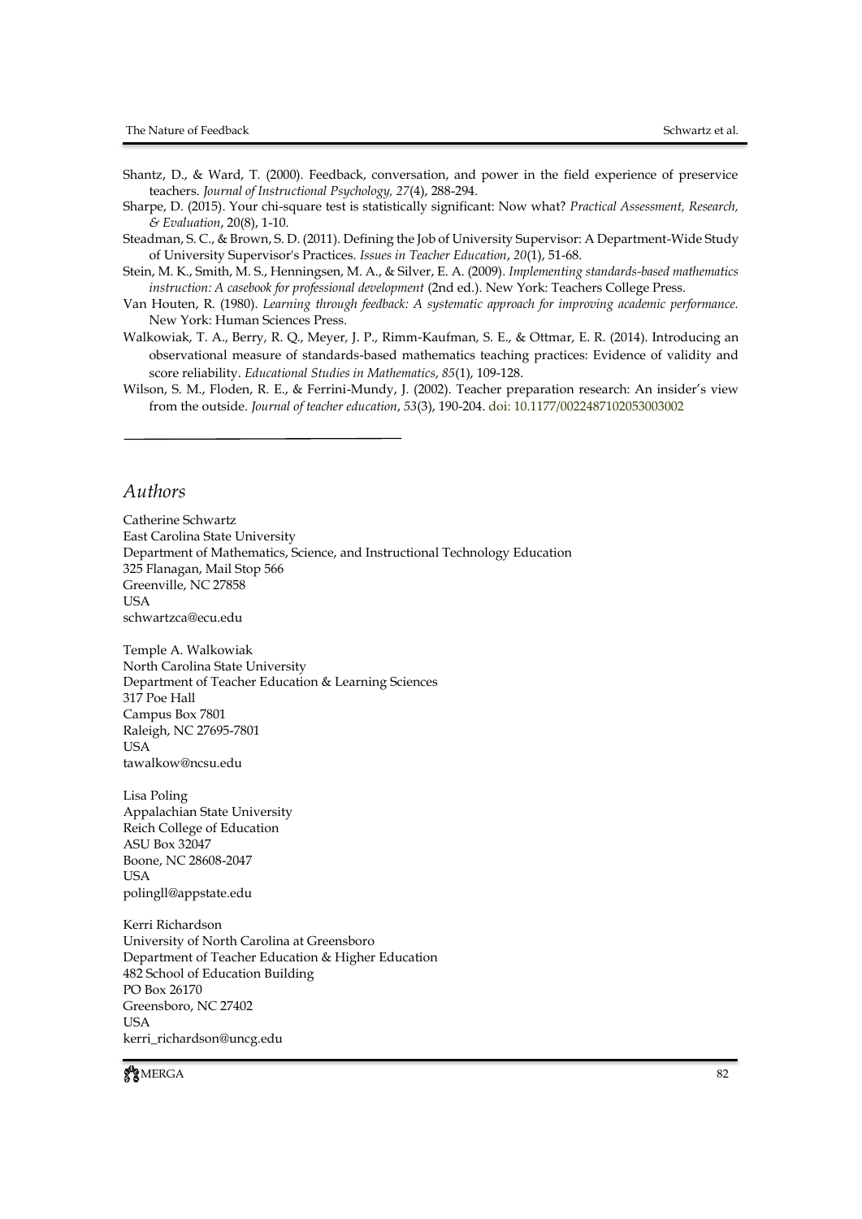Shantz, D., & Ward, T. (2000). Feedback, conversation, and power in the field experience of preservice teachers. *Journal of Instructional Psychology, 27*(4), 288-294.

Sharpe, D. (2015). Your chi-square test is statistically significant: Now what? *Practical Assessment, Research, & Evaluation*, 20(8), 1-10.

Steadman, S. C., & Brown, S. D. (2011). Defining the Job of University Supervisor: A Department-Wide Study of University Supervisor's Practices. *Issues in Teacher Education*, *20*(1), 51-68.

Stein, M. K., Smith, M. S., Henningsen, M. A., & Silver, E. A. (2009). *Implementing standards-based mathematics instruction: A casebook for professional development* (2nd ed.). New York: Teachers College Press.

Van Houten, R. (1980). *Learning through feedback: A systematic approach for improving academic performance.* New York: Human Sciences Press.

Walkowiak, T. A., Berry, R. Q., Meyer, J. P., Rimm-Kaufman, S. E., & Ottmar, E. R. (2014). Introducing an observational measure of standards-based mathematics teaching practices: Evidence of validity and score reliability. *Educational Studies in Mathematics*, *85*(1), 109-128.

Wilson, S. M., Floden, R. E., & Ferrini-Mundy, J. (2002). Teacher preparation research: An insider's view from the outside. *Journal of teacher education*, *53*(3), 190-204. doi: 10.1177/0022487102053003002

---

## *Authors*

Catherine Schwartz
East Carolina State University
Department of Mathematics, Science, and Instructional Technology Education
325 Flanagan, Mail Stop 566
Greenville, NC 27858
USA
schwartzca@ecu.edu

Temple A. Walkowiak
North Carolina State University
Department of Teacher Education & Learning Sciences
317 Poe Hall
Campus Box 7801
Raleigh, NC 27695-7801
USA
tawalkow@ncsu.edu

Lisa Poling
Appalachian State University
Reich College of Education
ASU Box 32047
Boone, NC 28608-2047
USA
polingll@appstate.edu

Kerri Richardson
University of North Carolina at Greensboro
Department of Teacher Education & Higher Education
482 School of Education Building
PO Box 26170
Greensboro, NC 27402
USA
kerri_richardson@uncg.edu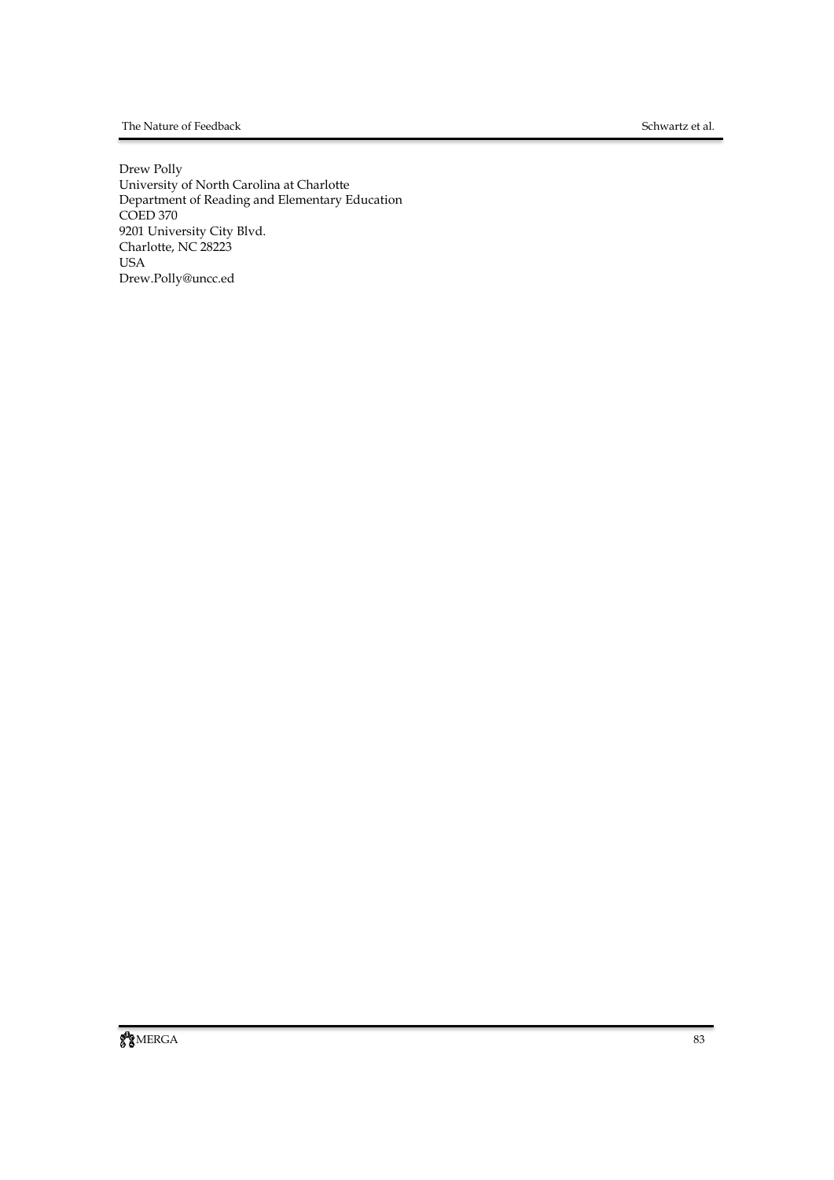Drew Polly
University of North Carolina at Charlotte
Department of Reading and Elementary Education
COED 370
9201 University City Blvd.
Charlotte, NC 28223
USA
Drew.Polly@uncc.ed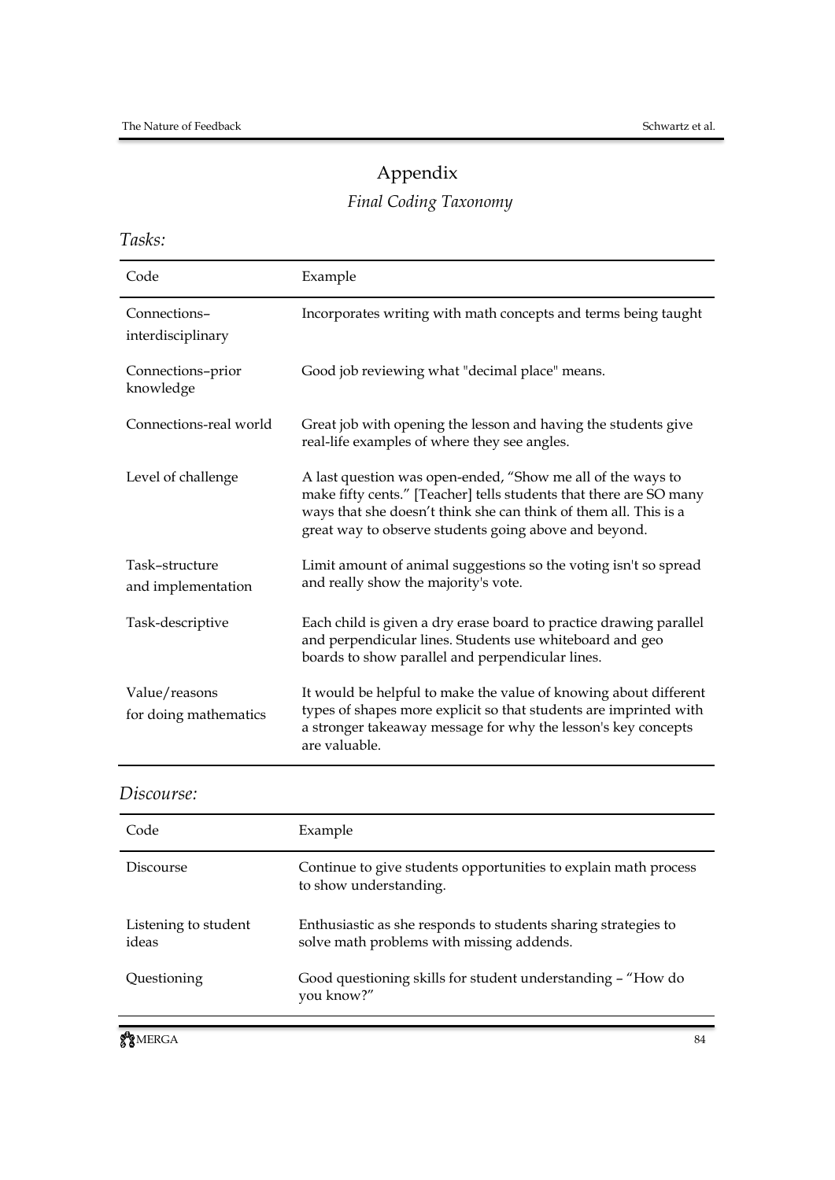# Appendix

*Final Coding Taxonomy*

*Tasks:*

| Code | Example |
|---|---|
| Connections–interdisciplinary | Incorporates writing with math concepts and terms being taught |
| Connections–prior knowledge | Good job reviewing what "decimal place" means. |
| Connections-real world | Great job with opening the lesson and having the students give real-life examples of where they see angles. |
| Level of challenge | A last question was open-ended, "Show me all of the ways to make fifty cents." [Teacher] tells students that there are SO many ways that she doesn't think she can think of them all. This is a great way to observe students going above and beyond. |
| Task–structure and implementation | Limit amount of animal suggestions so the voting isn't so spread and really show the majority's vote. |
| Task-descriptive | Each child is given a dry erase board to practice drawing parallel and perpendicular lines. Students use whiteboard and geo boards to show parallel and perpendicular lines. |
| Value/reasons for doing mathematics | It would be helpful to make the value of knowing about different types of shapes more explicit so that students are imprinted with a stronger takeaway message for why the lesson's key concepts are valuable. |

*Discourse:*

| Code | Example |
|---|---|
| Discourse | Continue to give students opportunities to explain math process to show understanding. |
| Listening to student ideas | Enthusiastic as she responds to students sharing strategies to solve math problems with missing addends. |
| Questioning | Good questioning skills for student understanding – "How do you know?" |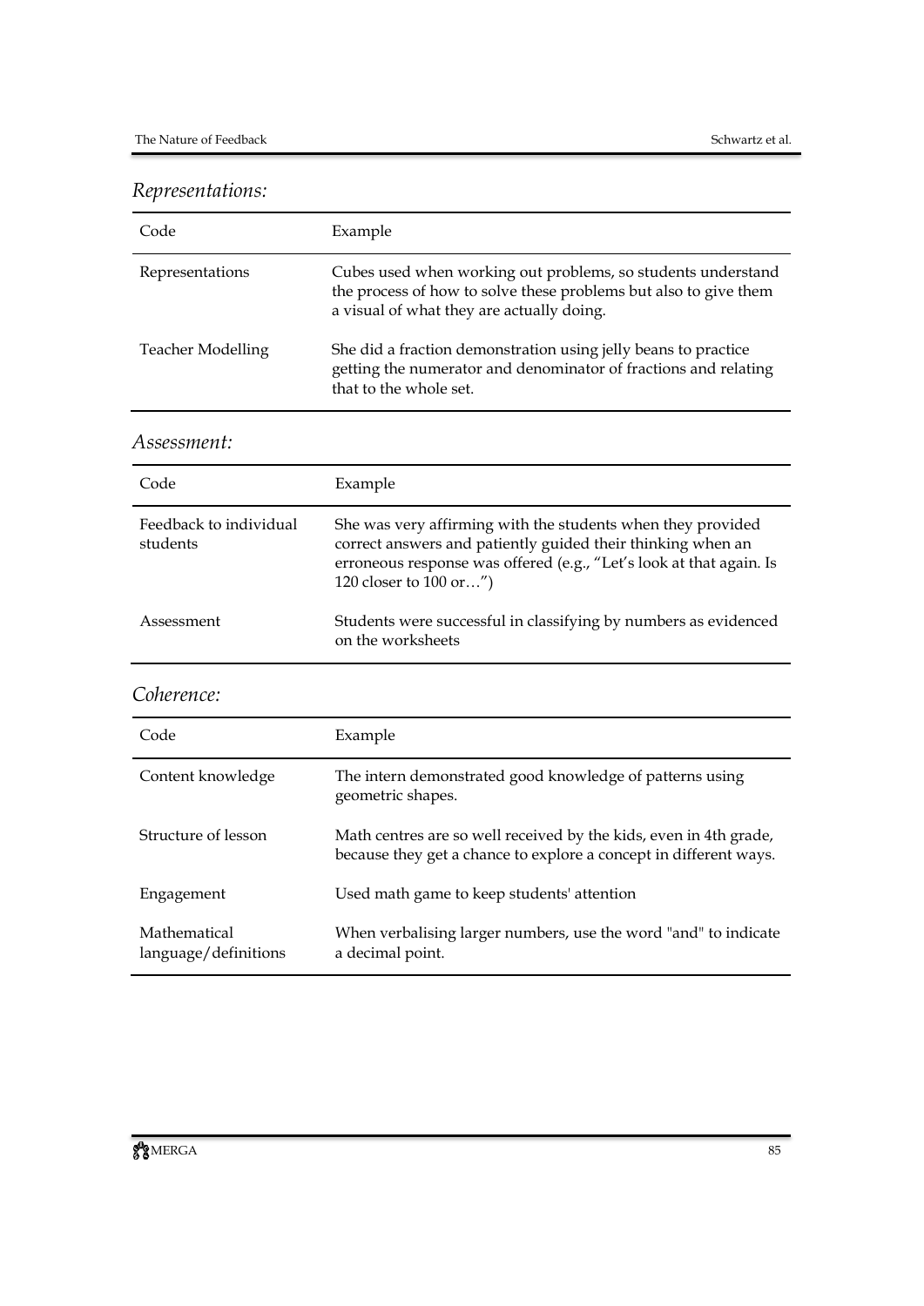*Representations:*

| Code | Example |
|---|---|
| Representations | Cubes used when working out problems, so students understand the process of how to solve these problems but also to give them a visual of what they are actually doing. |
| Teacher Modelling | She did a fraction demonstration using jelly beans to practice getting the numerator and denominator of fractions and relating that to the whole set. |

*Assessment:*

| Code | Example |
|---|---|
| Feedback to individual students | She was very affirming with the students when they provided correct answers and patiently guided their thinking when an erroneous response was offered (e.g., "Let's look at that again. Is 120 closer to 100 or…") |
| Assessment | Students were successful in classifying by numbers as evidenced on the worksheets |

*Coherence:*

| Code | Example |
|---|---|
| Content knowledge | The intern demonstrated good knowledge of patterns using geometric shapes. |
| Structure of lesson | Math centres are so well received by the kids, even in 4th grade, because they get a chance to explore a concept in different ways. |
| Engagement | Used math game to keep students' attention |
| Mathematical language/definitions | When verbalising larger numbers, use the word "and" to indicate a decimal point. |